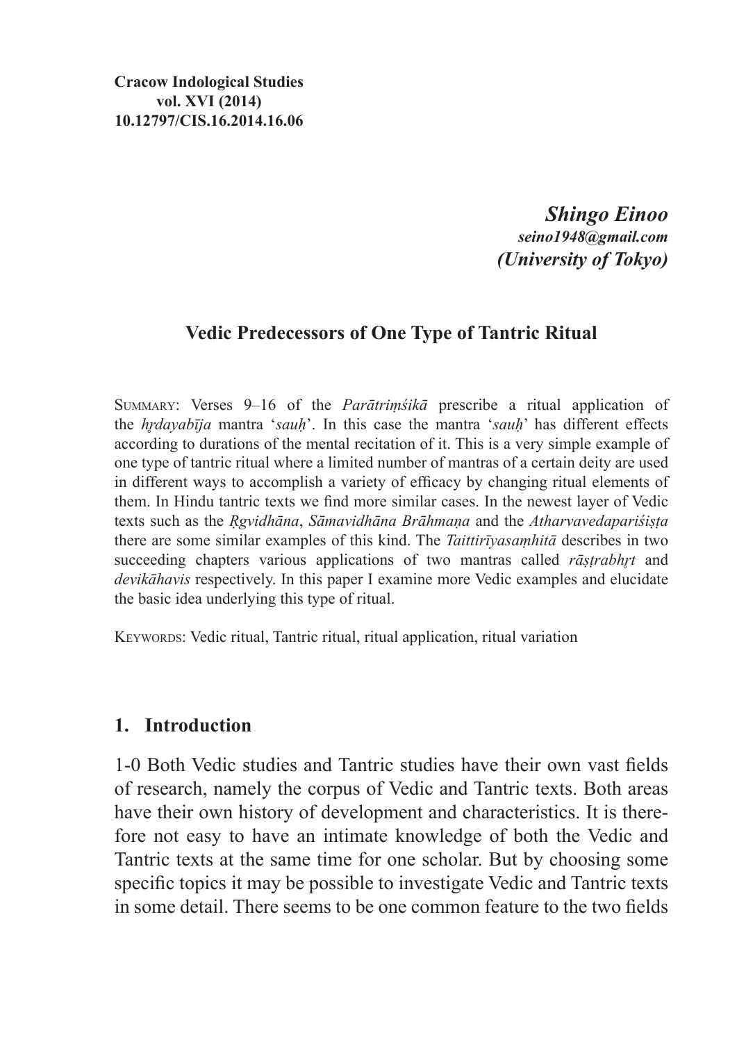**Cracow Indological Studies**
**vol. XVI (2014)**
**10.12797/CIS.16.2014.16.06**

***Shingo Einoo***
***seino1948@gmail.com***
***(University of Tokyo)***

## Vedic Predecessors of One Type of Tantric Ritual

SUMMARY: Verses 9–16 of the *Parātriṃśikā* prescribe a ritual application of the *hṛdayabīja* mantra '*sauḥ*'. In this case the mantra '*sauḥ*' has different effects according to durations of the mental recitation of it. This is a very simple example of one type of tantric ritual where a limited number of mantras of a certain deity are used in different ways to accomplish a variety of efficacy by changing ritual elements of them. In Hindu tantric texts we find more similar cases. In the newest layer of Vedic texts such as the *Ṛgvidhāna*, *Sāmavidhāna Brāhmaṇa* and the *Atharvavedapariśiṣṭa* there are some similar examples of this kind. The *Taittirīyasaṃhitā* describes in two succeeding chapters various applications of two mantras called *rāṣṭrabhṛt* and *devikāhavis* respectively. In this paper I examine more Vedic examples and elucidate the basic idea underlying this type of ritual.

KEYWORDS: Vedic ritual, Tantric ritual, ritual application, ritual variation

## 1. Introduction

1-0 Both Vedic studies and Tantric studies have their own vast fields of research, namely the corpus of Vedic and Tantric texts. Both areas have their own history of development and characteristics. It is therefore not easy to have an intimate knowledge of both the Vedic and Tantric texts at the same time for one scholar. But by choosing some specific topics it may be possible to investigate Vedic and Tantric texts in some detail. There seems to be one common feature to the two fields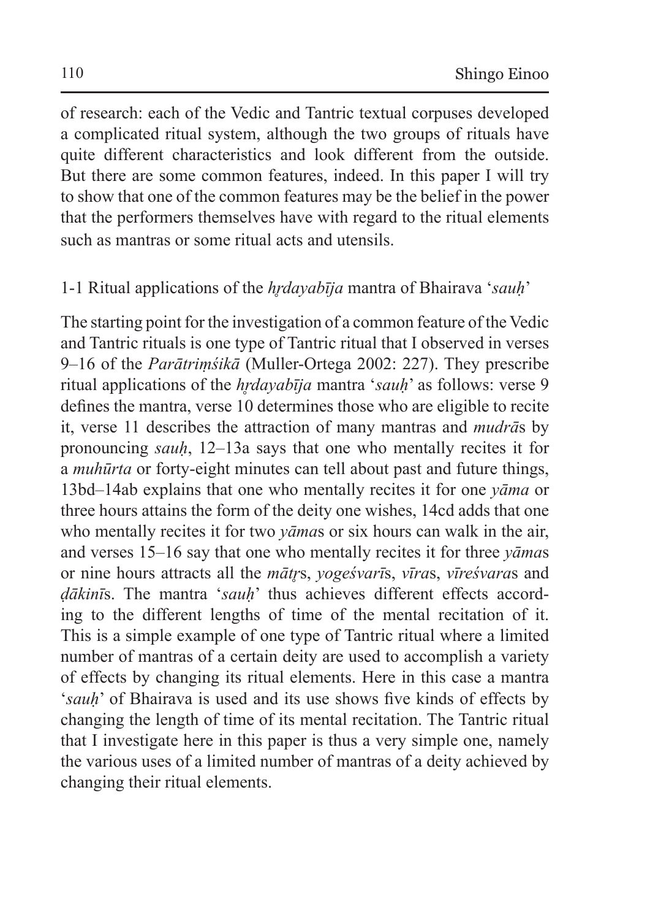of research: each of the Vedic and Tantric textual corpuses developed a complicated ritual system, although the two groups of rituals have quite different characteristics and look different from the outside. But there are some common features, indeed. In this paper I will try to show that one of the common features may be the belief in the power that the performers themselves have with regard to the ritual elements such as mantras or some ritual acts and utensils.

## 1-1 Ritual applications of the *hṛdayabīja* mantra of Bhairava '*sauḥ*'

The starting point for the investigation of a common feature of the Vedic and Tantric rituals is one type of Tantric ritual that I observed in verses 9–16 of the *Parātriṃśikā* (Muller-Ortega 2002: 227). They prescribe ritual applications of the *hṛdayabīja* mantra '*sauḥ*' as follows: verse 9 defines the mantra, verse 10 determines those who are eligible to recite it, verse 11 describes the attraction of many mantras and *mudrā*s by pronouncing *sauḥ*, 12–13a says that one who mentally recites it for a *muhūrta* or forty-eight minutes can tell about past and future things, 13bd–14ab explains that one who mentally recites it for one *yāma* or three hours attains the form of the deity one wishes, 14cd adds that one who mentally recites it for two *yāma*s or six hours can walk in the air, and verses 15–16 say that one who mentally recites it for three *yāma*s or nine hours attracts all the *mātṛ*s, *yogeśvarī*s, *vīra*s, *vīreśvara*s and *ḍākinī*s. The mantra '*sauḥ*' thus achieves different effects according to the different lengths of time of the mental recitation of it. This is a simple example of one type of Tantric ritual where a limited number of mantras of a certain deity are used to accomplish a variety of effects by changing its ritual elements. Here in this case a mantra '*sauḥ*' of Bhairava is used and its use shows five kinds of effects by changing the length of time of its mental recitation. The Tantric ritual that I investigate here in this paper is thus a very simple one, namely the various uses of a limited number of mantras of a deity achieved by changing their ritual elements.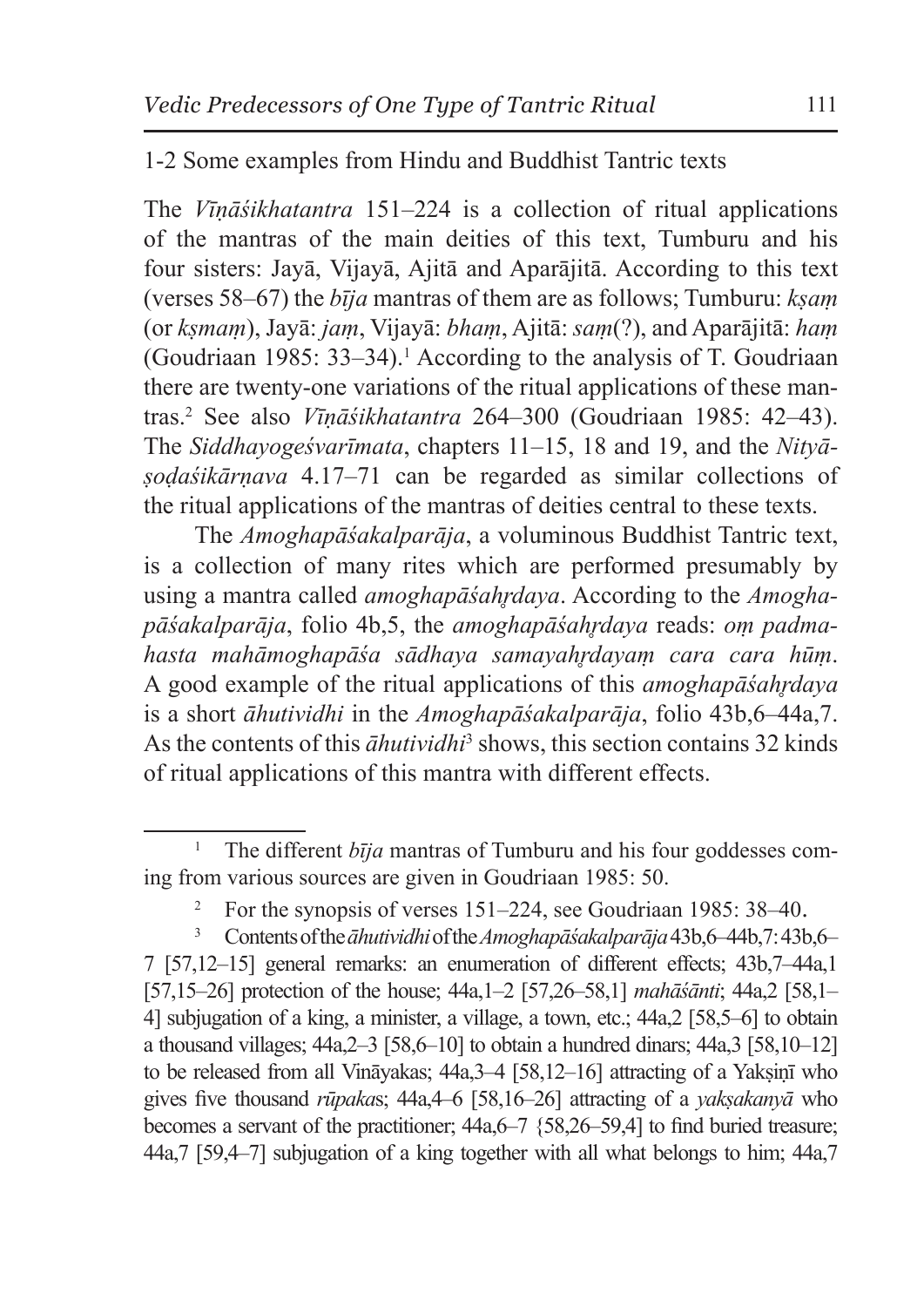## 1-2 Some examples from Hindu and Buddhist Tantric texts

The *Vīṇāśikhatantra* 151–224 is a collection of ritual applications of the mantras of the main deities of this text, Tumburu and his four sisters: Jayā, Vijayā, Ajitā and Aparājitā. According to this text (verses 58–67) the *bīja* mantras of them are as follows; Tumburu: *kṣaṃ* (or *kṣmaṃ*), Jayā: *jaṃ*, Vijayā: *bhaṃ*, Ajitā: *saṃ*(?), and Aparājitā: *haṃ* (Goudriaan 1985: 33–34).[1] According to the analysis of T. Goudriaan there are twenty-one variations of the ritual applications of these mantras.[2] See also *Vīṇāśikhatantra* 264–300 (Goudriaan 1985: 42–43). The *Siddhayogeśvarīmata*, chapters 11–15, 18 and 19, and the *Nityāṣoḍaśikārṇava* 4.17–71 can be regarded as similar collections of the ritual applications of the mantras of deities central to these texts.

The *Amoghapāśakalparāja*, a voluminous Buddhist Tantric text, is a collection of many rites which are performed presumably by using a mantra called *amoghapāśahṛdaya*. According to the *Amoghapāśakalparāja*, folio 4b,5, the *amoghapāśahṛdaya* reads: *oṃ padmahasta mahāmoghapāśa sādhaya samayahṛdayaṃ cara cara hūṃ*. A good example of the ritual applications of this *amoghapāśahṛdaya* is a short *āhutividhi* in the *Amoghapāśakalparāja*, folio 43b,6–44a,7. As the contents of this *āhutividhi*[3] shows, this section contains 32 kinds of ritual applications of this mantra with different effects.

---

[1] The different *bīja* mantras of Tumburu and his four goddesses coming from various sources are given in Goudriaan 1985: 50.

[2] For the synopsis of verses 151–224, see Goudriaan 1985: 38–40.

[3] Contents of the *āhutividhi* of the *Amoghapāśakalparāja* 43b,6–44b,7: 43b,6–7 [57,12–15] general remarks: an enumeration of different effects; 43b,7–44a,1 [57,15–26] protection of the house; 44a,1–2 [57,26–58,1] *mahāśānti*; 44a,2 [58,1–4] subjugation of a king, a minister, a village, a town, etc.; 44a,2 [58,5–6] to obtain a thousand villages; 44a,2–3 [58,6–10] to obtain a hundred dinars; 44a,3 [58,10–12] to be released from all Vināyakas; 44a,3–4 [58,12–16] attracting of a Yakṣiṇī who gives five thousand *rūpaka*s; 44a,4–6 [58,16–26] attracting of a *yakṣakanyā* who becomes a servant of the practitioner; 44a,6–7 {58,26–59,4] to find buried treasure; 44a,7 [59,4–7] subjugation of a king together with all what belongs to him; 44a,7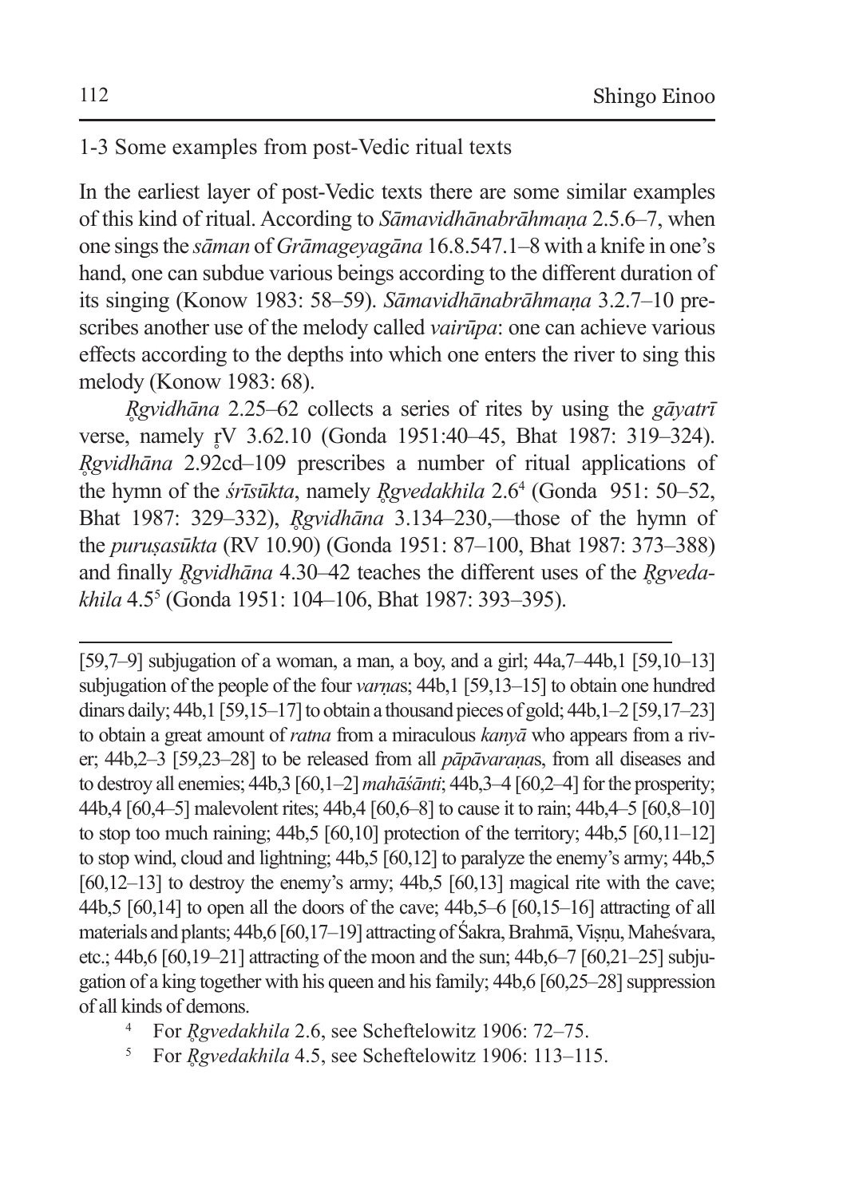## 1-3 Some examples from post-Vedic ritual texts

In the earliest layer of post-Vedic texts there are some similar examples of this kind of ritual. According to *Sāmavidhānabrāhmaṇa* 2.5.6–7, when one sings the *sāman* of *Grāmageyagāna* 16.8.547.1–8 with a knife in one's hand, one can subdue various beings according to the different duration of its singing (Konow 1983: 58–59). *Sāmavidhānabrāhmaṇa* 3.2.7–10 prescribes another use of the melody called *vairūpa*: one can achieve various effects according to the depths into which one enters the river to sing this melody (Konow 1983: 68).

*R̥gvidhāna* 2.25–62 collects a series of rites by using the *gāyatrī* verse, namely r̥V 3.62.10 (Gonda 1951:40–45, Bhat 1987: 319–324). *R̥gvidhāna* 2.92cd–109 prescribes a number of ritual applications of the hymn of the *śrīsūkta*, namely *R̥gvedakhila* 2.6[4] (Gonda 951: 50–52, Bhat 1987: 329–332), *R̥gvidhāna* 3.134–230,—those of the hymn of the *puruṣasūkta* (RV 10.90) (Gonda 1951: 87–100, Bhat 1987: 373–388) and finally *R̥gvidhāna* 4.30–42 teaches the different uses of the *R̥gvedakhila* 4.5[5] (Gonda 1951: 104–106, Bhat 1987: 393–395).

---

[59,7–9] subjugation of a woman, a man, a boy, and a girl; 44a,7–44b,1 [59,10–13] subjugation of the people of the four *varṇa*s; 44b,1 [59,13–15] to obtain one hundred dinars daily; 44b,1 [59,15–17] to obtain a thousand pieces of gold; 44b,1–2 [59,17–23] to obtain a great amount of *ratna* from a miraculous *kanyā* who appears from a river; 44b,2–3 [59,23–28] to be released from all *pāpāvaraṇa*s, from all diseases and to destroy all enemies; 44b,3 [60,1–2] *mahāśānti*; 44b,3–4 [60,2–4] for the prosperity; 44b,4 [60,4–5] malevolent rites; 44b,4 [60,6–8] to cause it to rain; 44b,4–5 [60,8–10] to stop too much raining; 44b,5 [60,10] protection of the territory; 44b,5 [60,11–12] to stop wind, cloud and lightning; 44b,5 [60,12] to paralyze the enemy's army; 44b,5 [60,12–13] to destroy the enemy's army; 44b,5 [60,13] magical rite with the cave; 44b,5 [60,14] to open all the doors of the cave; 44b,5–6 [60,15–16] attracting of all materials and plants; 44b,6 [60,17–19] attracting of Śakra, Brahmā, Viṣṇu, Maheśvara, etc.; 44b,6 [60,19–21] attracting of the moon and the sun; 44b,6–7 [60,21–25] subjugation of a king together with his queen and his family; 44b,6 [60,25–28] suppression of all kinds of demons.

[4] For *R̥gvedakhila* 2.6, see Scheftelowitz 1906: 72–75.

[5] For *R̥gvedakhila* 4.5, see Scheftelowitz 1906: 113–115.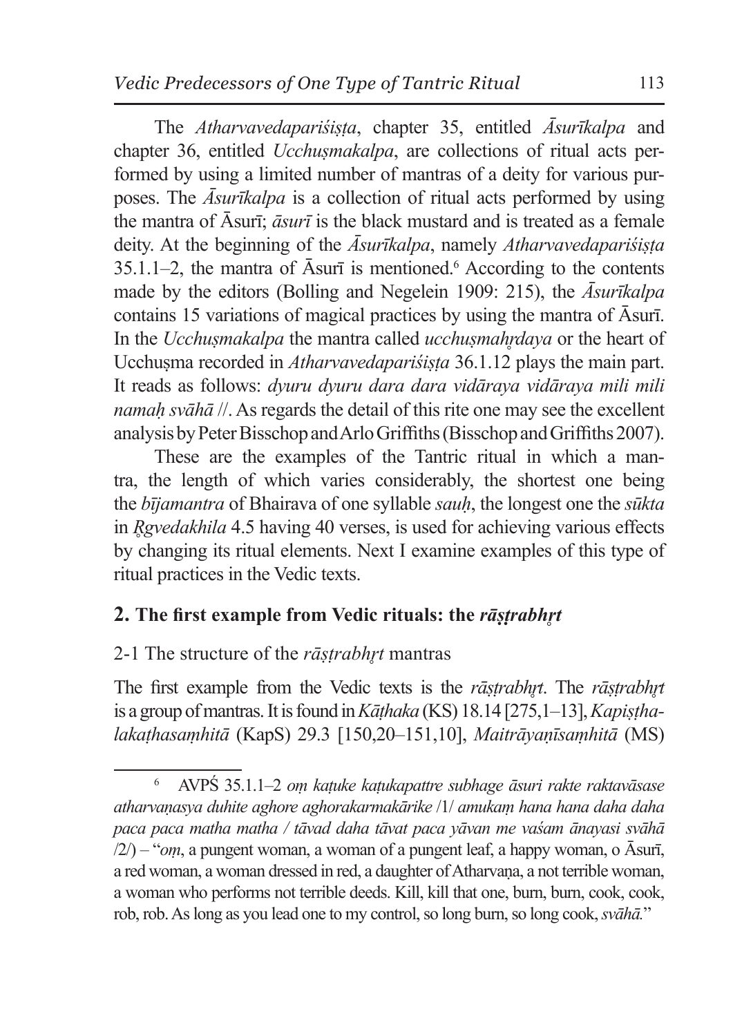The *Atharvavedapariśiṣṭa*, chapter 35, entitled *Āsurīkalpa* and chapter 36, entitled *Ucchuṣmakalpa*, are collections of ritual acts performed by using a limited number of mantras of a deity for various purposes. The *Āsurīkalpa* is a collection of ritual acts performed by using the mantra of Āsurī; *āsurī* is the black mustard and is treated as a female deity. At the beginning of the *Āsurīkalpa*, namely *Atharvavedapariśiṣṭa* 35.1.1–2, the mantra of Āsurī is mentioned.[6] According to the contents made by the editors (Bolling and Negelein 1909: 215), the *Āsurīkalpa* contains 15 variations of magical practices by using the mantra of Āsurī. In the *Ucchuṣmakalpa* the mantra called *ucchuṣmahṛdaya* or the heart of Ucchuṣma recorded in *Atharvavedapariśiṣṭa* 36.1.12 plays the main part. It reads as follows: *dyuru dyuru dara dara vidāraya vidāraya mili mili namaḥ svāhā* //. As regards the detail of this rite one may see the excellent analysis by Peter Bisschop and Arlo Griffiths (Bisschop and Griffiths 2007).

These are the examples of the Tantric ritual in which a mantra, the length of which varies considerably, the shortest one being the *bījamantra* of Bhairava of one syllable *sauḥ*, the longest one the *sūkta* in *Ṛgvedakhila* 4.5 having 40 verses, is used for achieving various effects by changing its ritual elements. Next I examine examples of this type of ritual practices in the Vedic texts.

## 2. The first example from Vedic rituals: the *rāṣṭrabhṛt*

### 2-1 The structure of the *rāṣṭrabhṛt* mantras

The first example from the Vedic texts is the *rāṣṭrabhṛt*. The *rāṣṭrabhṛt* is a group of mantras. It is found in *Kāṭhaka* (KS) 18.14 [275,1–13], *Kapiṣṭhalakaṭhasaṃhitā* (KapS) 29.3 [150,20–151,10], *Maitrāyaṇīsaṃhitā* (MS)

---

[6] AVPŚ 35.1.1–2 *oṃ kaṭuke kaṭukapattre subhage āsuri rakte raktavāsase atharvaṇasya duhite aghore aghorakarmakārike* /1/ *amukaṃ hana hana daha daha paca paca matha matha / tāvad daha tāvat paca yāvan me vaśam ānayasi svāhā* /2/) – "*oṃ*, a pungent woman, a woman of a pungent leaf, a happy woman, o Āsurī, a red woman, a woman dressed in red, a daughter of Atharvaṇa, a not terrible woman, a woman who performs not terrible deeds. Kill, kill that one, burn, burn, cook, cook, rob, rob. As long as you lead one to my control, so long burn, so long cook, *svāhā*."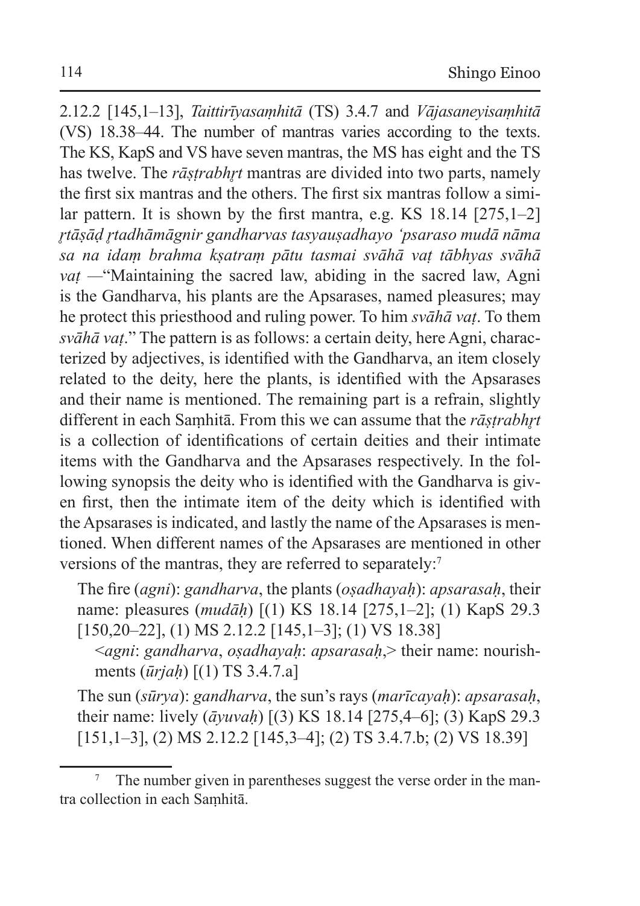2.12.2 [145,1–13], *Taittirīyasaṃhitā* (TS) 3.4.7 and *Vājasaneyisaṃhitā* (VS) 18.38–44. The number of mantras varies according to the texts. The KS, KapS and VS have seven mantras, the MS has eight and the TS has twelve. The *rāṣṭrabhṛt* mantras are divided into two parts, namely the first six mantras and the others. The first six mantras follow a similar pattern. It is shown by the first mantra, e.g. KS 18.14 [275,1–2] *ṛtāṣāḍ ṛtadhāmāgnir gandharvas tasyauṣadhayo 'psaraso mudā nāma sa na idaṃ brahma kṣatraṃ pātu tasmai svāhā vaṭ tābhyas svāhā vaṭ* —"Maintaining the sacred law, abiding in the sacred law, Agni is the Gandharva, his plants are the Apsarases, named pleasures; may he protect this priesthood and ruling power. To him *svāhā vaṭ*. To them *svāhā vaṭ*." The pattern is as follows: a certain deity, here Agni, characterized by adjectives, is identified with the Gandharva, an item closely related to the deity, here the plants, is identified with the Apsarases and their name is mentioned. The remaining part is a refrain, slightly different in each Saṃhitā. From this we can assume that the *rāṣṭrabhṛt* is a collection of identifications of certain deities and their intimate items with the Gandharva and the Apsarases respectively. In the following synopsis the deity who is identified with the Gandharva is given first, then the intimate item of the deity which is identified with the Apsarases is indicated, and lastly the name of the Apsarases is mentioned. When different names of the Apsarases are mentioned in other versions of the mantras, they are referred to separately:[7]

The fire (*agni*): *gandharva*, the plants (*oṣadhayaḥ*): *apsarasaḥ*, their name: pleasures (*mudāḥ*) [(1) KS 18.14 [275,1–2]; (1) KapS 29.3 [150,20–22], (1) MS 2.12.2 [145,1–3]; (1) VS 18.38]

<*agni*: *gandharva*, *oṣadhayaḥ*: *apsarasaḥ*,> their name: nourishments (*ūrjaḥ*) [(1) TS 3.4.7.a]

The sun (*sūrya*): *gandharva*, the sun's rays (*marīcayaḥ*): *apsarasaḥ*, their name: lively (*āyuvaḥ*) [(3) KS 18.14 [275,4–6]; (3) KapS 29.3 [151,1–3], (2) MS 2.12.2 [145,3–4]; (2) TS 3.4.7.b; (2) VS 18.39]

---

[7] The number given in parentheses suggest the verse order in the mantra collection in each Saṃhitā.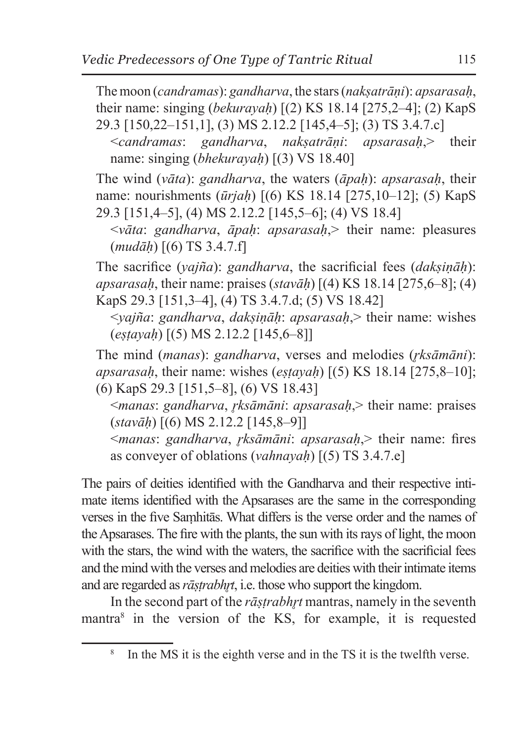The moon (*candramas*): *gandharva*, the stars (*nakṣatrāṇi*): *apsarasaḥ*, their name: singing (*bekurayaḥ*) [(2) KS 18.14 [275,2–4]; (2) KapS 29.3 [150,22–151,1], (3) MS 2.12.2 [145,4–5]; (3) TS 3.4.7.c]

<*candramas*: *gandharva*, *nakṣatrāṇi*: *apsarasaḥ*,> their name: singing (*bhekurayaḥ*) [(3) VS 18.40]

The wind (*vāta*): *gandharva*, the waters (*āpaḥ*): *apsarasaḥ*, their name: nourishments (*ūrjaḥ*) [(6) KS 18.14 [275,10–12]; (5) KapS 29.3 [151,4–5], (4) MS 2.12.2 [145,5–6]; (4) VS 18.4]

<*vāta*: *gandharva*, *āpaḥ*: *apsarasaḥ*,> their name: pleasures (*mudāḥ*) [(6) TS 3.4.7.f]

The sacrifice (*yajña*): *gandharva*, the sacrificial fees (*dakṣiṇāḥ*): *apsarasaḥ*, their name: praises (*stavāḥ*) [(4) KS 18.14 [275,6–8]; (4) KapS 29.3 [151,3–4], (4) TS 3.4.7.d; (5) VS 18.42]

<*yajña*: *gandharva*, *dakṣiṇāḥ*: *apsarasaḥ*,> their name: wishes (*eṣṭayaḥ*) [(5) MS 2.12.2 [145,6–8]]

The mind (*manas*): *gandharva*, verses and melodies (*ṛksāmāni*): *apsarasaḥ*, their name: wishes (*eṣṭayaḥ*) [(5) KS 18.14 [275,8–10]; (6) KapS 29.3 [151,5–8], (6) VS 18.43]

<*manas*: *gandharva*, *ṛksāmāni*: *apsarasaḥ*,> their name: praises (*stavāḥ*) [(6) MS 2.12.2 [145,8–9]]

<*manas*: *gandharva*, *ṛksāmāni*: *apsarasaḥ*,> their name: fires as conveyer of oblations (*vahnayaḥ*) [(5) TS 3.4.7.e]

The pairs of deities identified with the Gandharva and their respective intimate items identified with the Apsarases are the same in the corresponding verses in the five Saṃhitās. What differs is the verse order and the names of the Apsarases. The fire with the plants, the sun with its rays of light, the moon with the stars, the wind with the waters, the sacrifice with the sacrificial fees and the mind with the verses and melodies are deities with their intimate items and are regarded as *rāṣṭrabhṛt*, i.e. those who support the kingdom.

In the second part of the *rāṣṭrabhṛt* mantras, namely in the seventh mantra[8] in the version of the KS, for example, it is requested

[8] In the MS it is the eighth verse and in the TS it is the twelfth verse.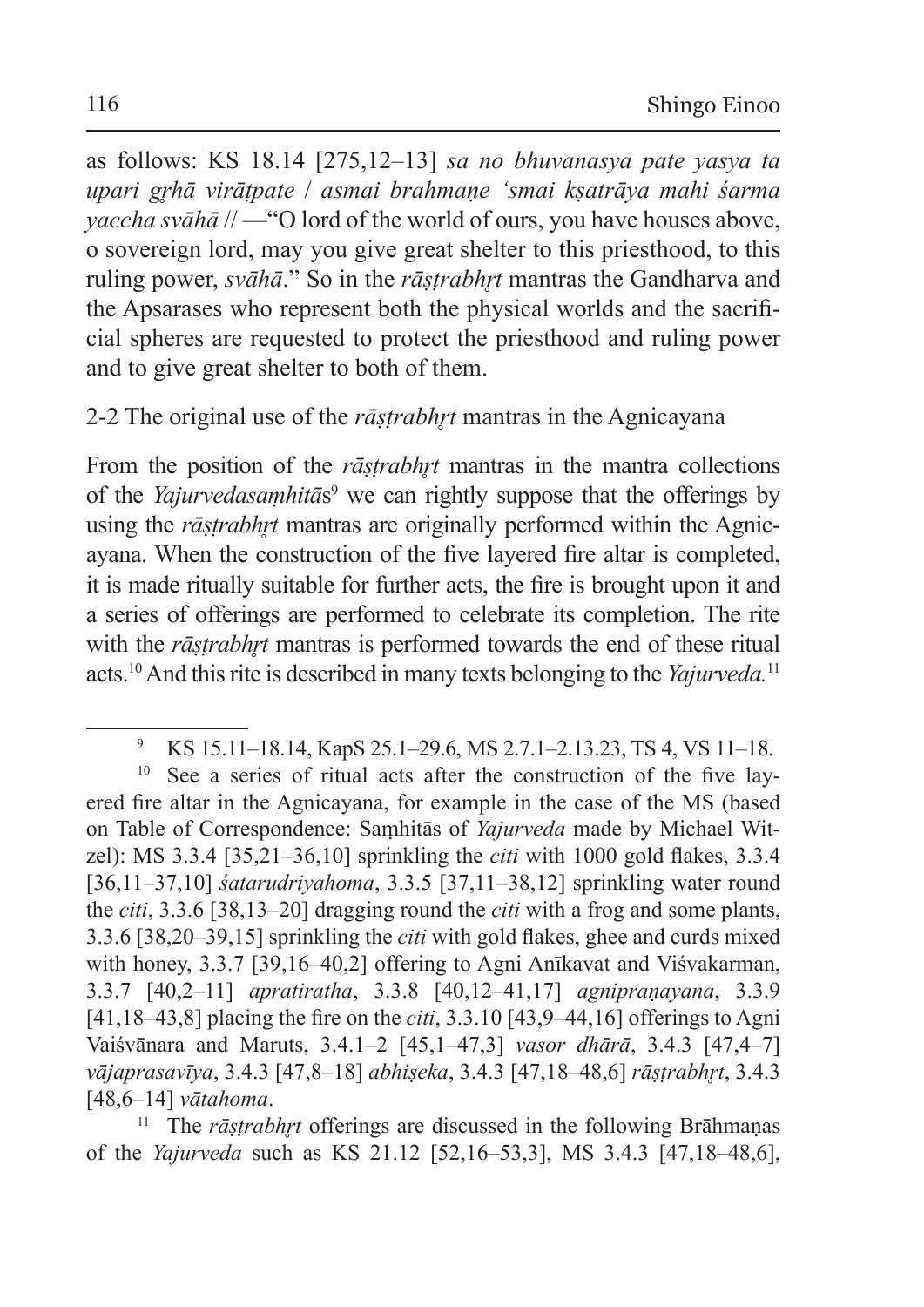as follows: KS 18.14 [275,12–13] *sa no bhuvanasya pate yasya ta upari gṛhā virāṭpate / asmai brahmaṇe 'smai kṣatrāya mahi śarma yaccha svāhā* // —"O lord of the world of ours, you have houses above, o sovereign lord, may you give great shelter to this priesthood, to this ruling power, *svāhā*." So in the *rāṣṭrabhṛt* mantras the Gandharva and the Apsarases who represent both the physical worlds and the sacrificial spheres are requested to protect the priesthood and ruling power and to give great shelter to both of them.

## 2-2 The original use of the *rāṣṭrabhṛt* mantras in the Agnicayana

From the position of the *rāṣṭrabhṛt* mantras in the mantra collections of the *Yajurvedasaṃhitā*s[9] we can rightly suppose that the offerings by using the *rāṣṭrabhṛt* mantras are originally performed within the Agnicayana. When the construction of the five layered fire altar is completed, it is made ritually suitable for further acts, the fire is brought upon it and a series of offerings are performed to celebrate its completion. The rite with the *rāṣṭrabhṛt* mantras is performed towards the end of these ritual acts.[10] And this rite is described in many texts belonging to the *Yajurveda.*[11]

---

[9] KS 15.11–18.14, KapS 25.1–29.6, MS 2.7.1–2.13.23, TS 4, VS 11–18.

[10] See a series of ritual acts after the construction of the five layered fire altar in the Agnicayana, for example in the case of the MS (based on Table of Correspondence: Saṃhitās of *Yajurveda* made by Michael Witzel): MS 3.3.4 [35,21–36,10] sprinkling the *citi* with 1000 gold flakes, 3.3.4 [36,11–37,10] *śatarudriyahoma*, 3.3.5 [37,11–38,12] sprinkling water round the *citi*, 3.3.6 [38,13–20] dragging round the *citi* with a frog and some plants, 3.3.6 [38,20–39,15] sprinkling the *citi* with gold flakes, ghee and curds mixed with honey, 3.3.7 [39,16–40,2] offering to Agni Anīkavat and Viśvakarman, 3.3.7 [40,2–11] *apratiratha*, 3.3.8 [40,12–41,17] *agnipraṇayana*, 3.3.9 [41,18–43,8] placing the fire on the *citi*, 3.3.10 [43,9–44,16] offerings to Agni Vaiśvānara and Maruts, 3.4.1–2 [45,1–47,3] *vasor dhārā*, 3.4.3 [47,4–7] *vājaprasavīya*, 3.4.3 [47,8–18] *abhiṣeka*, 3.4.3 [47,18–48,6] *rāṣṭrabhṛt*, 3.4.3 [48,6–14] *vātahoma*.

[11] The *rāṣṭrabhṛt* offerings are discussed in the following Brāhmaṇas of the *Yajurveda* such as KS 21.12 [52,16–53,3], MS 3.4.3 [47,18–48,6],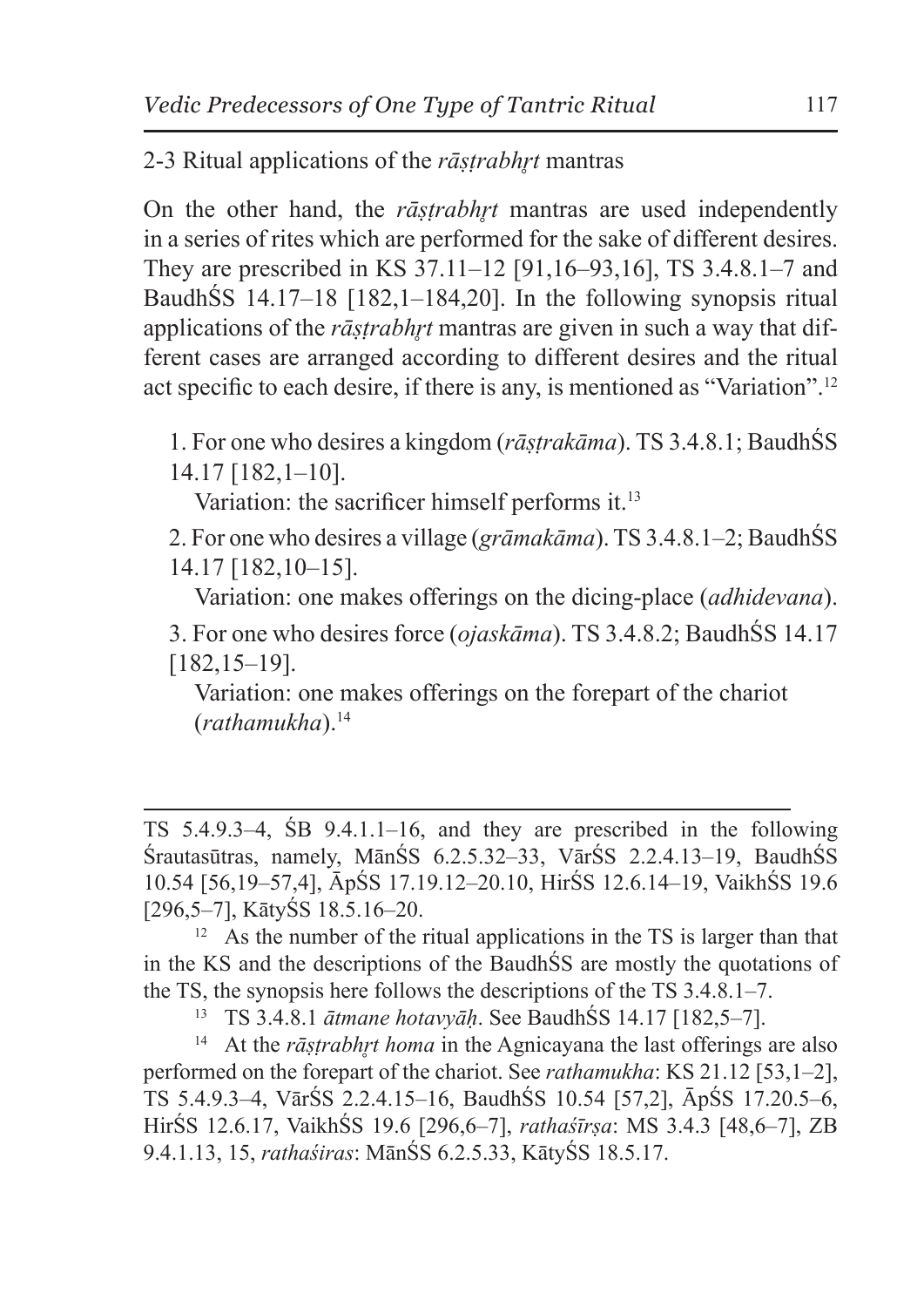## 2-3 Ritual applications of the *rāṣṭrabhr̥t* mantras

On the other hand, the *rāṣṭrabhr̥t* mantras are used independently in a series of rites which are performed for the sake of different desires. They are prescribed in KS 37.11–12 [91,16–93,16], TS 3.4.8.1–7 and BaudhŚS 14.17–18 [182,1–184,20]. In the following synopsis ritual applications of the *rāṣṭrabhr̥t* mantras are given in such a way that different cases are arranged according to different desires and the ritual act specific to each desire, if there is any, is mentioned as "Variation".[12]

1. For one who desires a kingdom (*rāṣṭrakāma*). TS 3.4.8.1; BaudhŚS 14.17 [182,1–10].
   Variation: the sacrificer himself performs it.[13]
2. For one who desires a village (*grāmakāma*). TS 3.4.8.1–2; BaudhŚS 14.17 [182,10–15].
   Variation: one makes offerings on the dicing-place (*adhidevana*).
3. For one who desires force (*ojaskāma*). TS 3.4.8.2; BaudhŚS 14.17 [182,15–19].
   Variation: one makes offerings on the forepart of the chariot (*rathamukha*).[14]

---

TS 5.4.9.3–4, ŚB 9.4.1.1–16, and they are prescribed in the following Śrautasūtras, namely, MānŚS 6.2.5.32–33, VārŚS 2.2.4.13–19, BaudhŚS 10.54 [56,19–57,4], ĀpŚS 17.19.12–20.10, HirŚS 12.6.14–19, VaikhŚS 19.6 [296,5–7], KātyŚS 18.5.16–20.

[12] As the number of the ritual applications in the TS is larger than that in the KS and the descriptions of the BaudhŚS are mostly the quotations of the TS, the synopsis here follows the descriptions of the TS 3.4.8.1–7.

[13] TS 3.4.8.1 *ātmane hotavyāḥ*. See BaudhŚS 14.17 [182,5–7].

[14] At the *rāṣṭrabhr̥t homa* in the Agnicayana the last offerings are also performed on the forepart of the chariot. See *rathamukha*: KS 21.12 [53,1–2], TS 5.4.9.3–4, VārŚS 2.2.4.15–16, BaudhŚS 10.54 [57,2], ĀpŚS 17.20.5–6, HirŚS 12.6.17, VaikhŚS 19.6 [296,6–7], *rathaśīrṣa*: MS 3.4.3 [48,6–7], ZB 9.4.1.13, 15, *rathaśiras*: MānŚS 6.2.5.33, KātyŚS 18.5.17.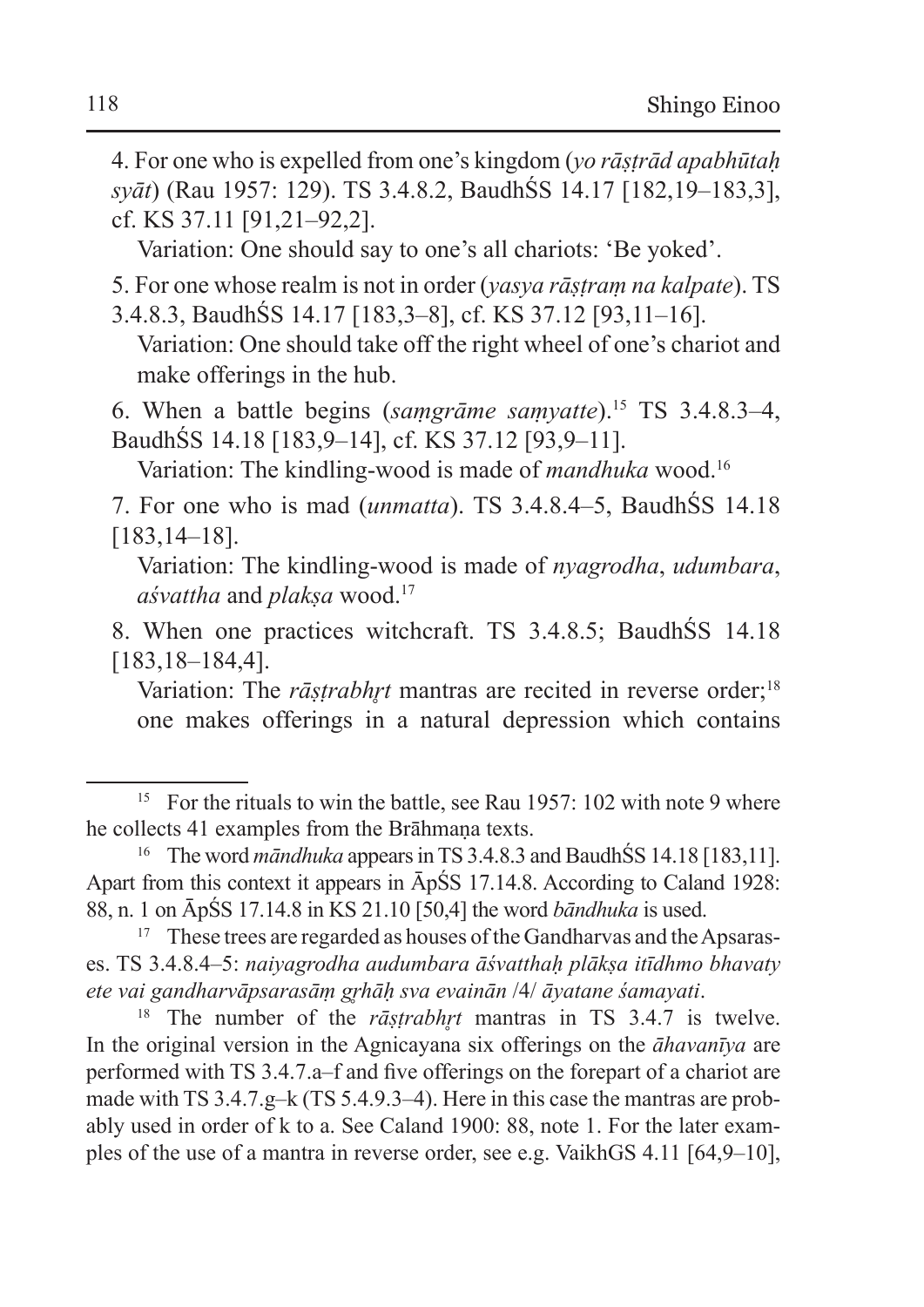4. For one who is expelled from one's kingdom (*yo rāṣṭrād apabhūtaḥ syāt*) (Rau 1957: 129). TS 3.4.8.2, BaudhŚS 14.17 [182,19–183,3], cf. KS 37.11 [91,21–92,2].

Variation: One should say to one's all chariots: 'Be yoked'.

5. For one whose realm is not in order (*yasya rāṣṭraṃ na kalpate*). TS 3.4.8.3, BaudhŚS 14.17 [183,3–8], cf. KS 37.12 [93,11–16].

Variation: One should take off the right wheel of one's chariot and make offerings in the hub.

6. When a battle begins (*saṃgrāme saṃyatte*).[15] TS 3.4.8.3–4, BaudhŚS 14.18 [183,9–14], cf. KS 37.12 [93,9–11].

Variation: The kindling-wood is made of *mandhuka* wood.[16]

7. For one who is mad (*unmatta*). TS 3.4.8.4–5, BaudhŚS 14.18 [183,14–18].

Variation: The kindling-wood is made of *nyagrodha*, *udumbara*, *aśvattha* and *plakṣa* wood.[17]

8. When one practices witchcraft. TS 3.4.8.5; BaudhŚS 14.18 [183,18–184,4].

Variation: The *rāṣṭrabhṛt* mantras are recited in reverse order;[18] one makes offerings in a natural depression which contains

---

[15] For the rituals to win the battle, see Rau 1957: 102 with note 9 where he collects 41 examples from the Brāhmaṇa texts.

[16] The word *māndhuka* appears in TS 3.4.8.3 and BaudhŚS 14.18 [183,11]. Apart from this context it appears in ĀpŚS 17.14.8. According to Caland 1928: 88, n. 1 on ĀpŚS 17.14.8 in KS 21.10 [50,4] the word *bāndhuka* is used.

[17] These trees are regarded as houses of the Gandharvas and the Apsarases. TS 3.4.8.4–5: *naiyagrodha audumbara āśvatthaḥ plākṣa itīdhmo bhavaty ete vai gandharvāpsarasāṃ gṛhāḥ sva evainān /4/ āyatane śamayati*.

[18] The number of the *rāṣṭrabhṛt* mantras in TS 3.4.7 is twelve. In the original version in the Agnicayana six offerings on the *āhavanīya* are performed with TS 3.4.7.a–f and five offerings on the forepart of a chariot are made with TS 3.4.7.g–k (TS 5.4.9.3–4). Here in this case the mantras are probably used in order of k to a. See Caland 1900: 88, note 1. For the later examples of the use of a mantra in reverse order, see e.g. VaikhGS 4.11 [64,9–10],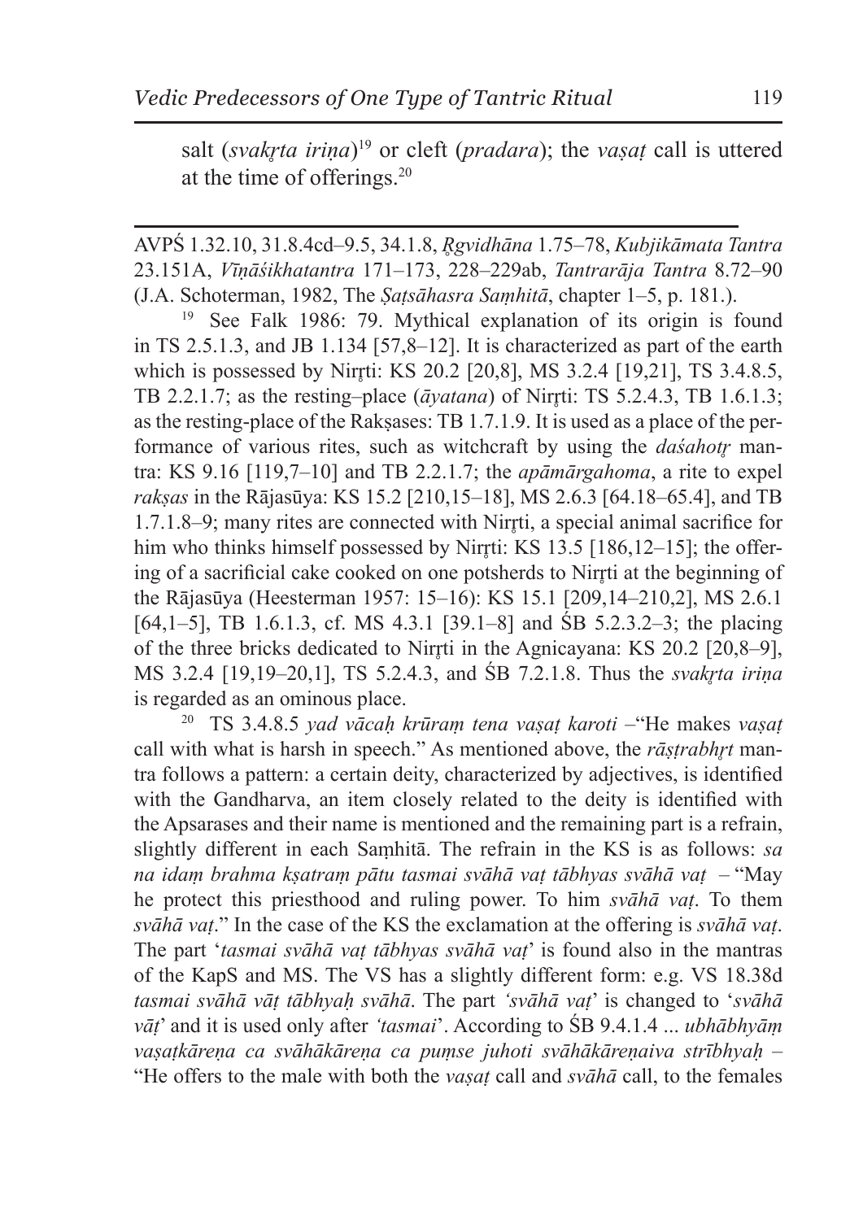salt (*svakṛta iriṇa*)[19] or cleft (*pradara*); the *vaṣaṭ* call is uttered at the time of offerings.[20]

---

AVPŚ 1.32.10, 31.8.4cd–9.5, 34.1.8, *Ṛgvidhāna* 1.75–78, *Kubjikāmata Tantra* 23.151A, *Vīṇāśikhatantra* 171–173, 228–229ab, *Tantrarāja Tantra* 8.72–90 (J.A. Schoterman, 1982, The *Ṣaṭsāhasra Saṃhitā*, chapter 1–5, p. 181.).

[19] See Falk 1986: 79. Mythical explanation of its origin is found in TS 2.5.1.3, and JB 1.134 [57,8–12]. It is characterized as part of the earth which is possessed by Nirṛti: KS 20.2 [20,8], MS 3.2.4 [19,21], TS 3.4.8.5, TB 2.2.1.7; as the resting–place (*āyatana*) of Nirṛti: TS 5.2.4.3, TB 1.6.1.3; as the resting-place of the Rakṣases: TB 1.7.1.9. It is used as a place of the performance of various rites, such as witchcraft by using the *daśahotṛ* mantra: KS 9.16 [119,7–10] and TB 2.2.1.7; the *apāmārgahoma*, a rite to expel *rakṣas* in the Rājasūya: KS 15.2 [210,15–18], MS 2.6.3 [64.18–65.4], and TB 1.7.1.8–9; many rites are connected with Nirṛti, a special animal sacrifice for him who thinks himself possessed by Nirṛti: KS 13.5 [186,12–15]; the offering of a sacrificial cake cooked on one potsherds to Nirṛti at the beginning of the Rājasūya (Heesterman 1957: 15–16): KS 15.1 [209,14–210,2], MS 2.6.1 [64,1–5], TB 1.6.1.3, cf. MS 4.3.1 [39.1–8] and ŚB 5.2.3.2–3; the placing of the three bricks dedicated to Nirṛti in the Agnicayana: KS 20.2 [20,8–9], MS 3.2.4 [19,19–20,1], TS 5.2.4.3, and ŚB 7.2.1.8. Thus the *svakṛta iriṇa* is regarded as an ominous place.

[20] TS 3.4.8.5 *yad vācaḥ krūraṃ tena vaṣaṭ karoti* –"He makes *vaṣaṭ* call with what is harsh in speech." As mentioned above, the *rāṣṭrabhṛt* mantra follows a pattern: a certain deity, characterized by adjectives, is identified with the Gandharva, an item closely related to the deity is identified with the Apsarases and their name is mentioned and the remaining part is a refrain, slightly different in each Saṃhitā. The refrain in the KS is as follows: *sa na idaṃ brahma kṣatraṃ pātu tasmai svāhā vaṭ tābhyas svāhā vaṭ* – "May he protect this priesthood and ruling power. To him *svāhā vaṭ*. To them *svāhā vaṭ*." In the case of the KS the exclamation at the offering is *svāhā vaṭ*. The part '*tasmai svāhā vaṭ tābhyas svāhā vaṭ*' is found also in the mantras of the KapS and MS. The VS has a slightly different form: e.g. VS 18.38d *tasmai svāhā vāṭ tābhyaḥ svāhā*. The part *'svāhā vaṭ*' is changed to '*svāhā vāṭ*' and it is used only after *'tasmai*'. According to ŚB 9.4.1.4 ... *ubhābhyāṃ vaṣaṭkāreṇa ca svāhākāreṇa ca puṃse juhoti svāhākāreṇaiva strībhyaḥ* – "He offers to the male with both the *vaṣaṭ* call and *svāhā* call, to the females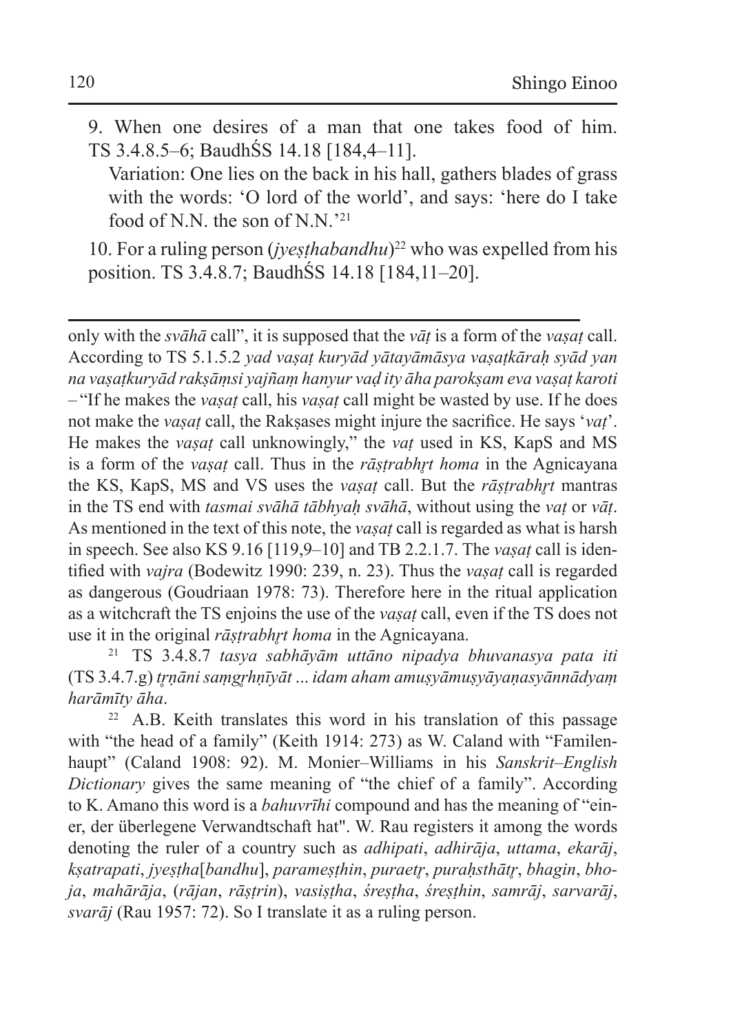9. When one desires of a man that one takes food of him. TS 3.4.8.5–6; BaudhŚS 14.18 [184,4–11].

Variation: One lies on the back in his hall, gathers blades of grass with the words: 'O lord of the world', and says: 'here do I take food of N.N. the son of N.N.'[21]

10. For a ruling person (*jyeṣṭhabandhu*)[22] who was expelled from his position. TS 3.4.8.7; BaudhŚS 14.18 [184,11–20].

---

only with the *svāhā* call", it is supposed that the *vāṭ* is a form of the *vaṣaṭ* call. According to TS 5.1.5.2 *yad vaṣaṭ kuryād yātayāmāsya vaṣaṭkāraḥ syād yan na vaṣaṭkuryād rakṣāṃsi yajñaṃ hanyur vaḍ ity āha parokṣam eva vaṣaṭ karoti* – "If he makes the *vaṣaṭ* call, his *vaṣaṭ* call might be wasted by use. If he does not make the *vaṣaṭ* call, the Rakṣases might injure the sacrifice. He says '*vaṭ*'. He makes the *vaṣaṭ* call unknowingly," the *vaṭ* used in KS, KapS and MS is a form of the *vaṣaṭ* call. Thus in the *rāṣṭrabhṛt homa* in the Agnicayana the KS, KapS, MS and VS uses the *vaṣaṭ* call. But the *rāṣṭrabhṛt* mantras in the TS end with *tasmai svāhā tābhyaḥ svāhā*, without using the *vaṭ* or *vāṭ*. As mentioned in the text of this note, the *vaṣaṭ* call is regarded as what is harsh in speech. See also KS 9.16 [119,9–10] and TB 2.2.1.7. The *vaṣaṭ* call is identified with *vajra* (Bodewitz 1990: 239, n. 23). Thus the *vaṣaṭ* call is regarded as dangerous (Goudriaan 1978: 73). Therefore here in the ritual application as a witchcraft the TS enjoins the use of the *vaṣaṭ* call, even if the TS does not use it in the original *rāṣṭrabhṛt homa* in the Agnicayana.

[21] TS 3.4.8.7 *tasya sabhāyām uttāno nipadya bhuvanasya pata iti* (TS 3.4.7.g) *tṛṇāni saṃgṛhṇīyāt ... idam aham amuṣyāmuṣyāyaṇasyānnādyaṃ harāmīty āha*.

[22] A.B. Keith translates this word in his translation of this passage with "the head of a family" (Keith 1914: 273) as W. Caland with "Familenhaupt" (Caland 1908: 92). M. Monier–Williams in his *Sanskrit–English Dictionary* gives the same meaning of "the chief of a family". According to K. Amano this word is a *bahuvrīhi* compound and has the meaning of "einer, der überlegene Verwandtschaft hat". W. Rau registers it among the words denoting the ruler of a country such as *adhipati*, *adhirāja*, *uttama*, *ekarāj*, *kṣatrapati*, *jyeṣṭha*[*bandhu*], *parameṣṭhin*, *puraetṛ*, *puraḥsthātṛ*, *bhagin*, *bhoja*, *mahārāja*, (*rājan*, *rāṣṭrin*), *vasiṣṭha*, *śreṣṭha*, *śreṣṭhin*, *samrāj*, *sarvarāj*, *svarāj* (Rau 1957: 72). So I translate it as a ruling person.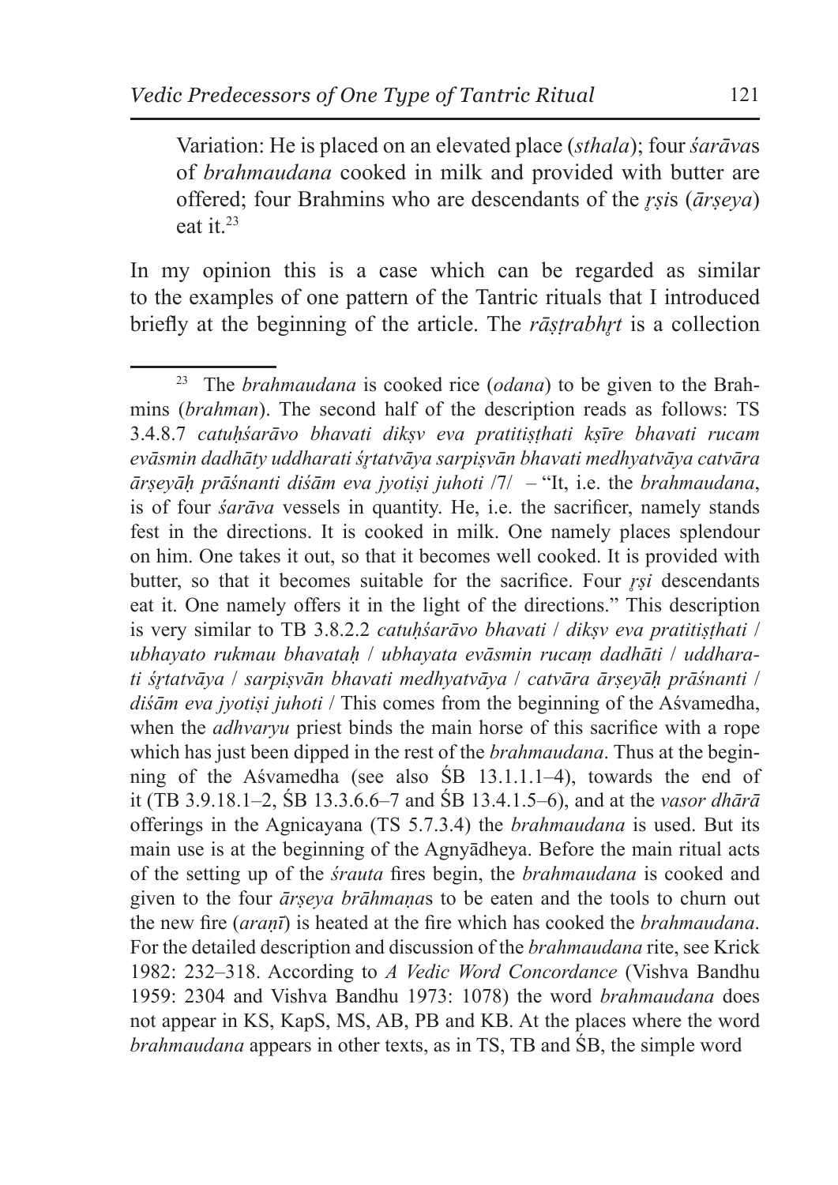Variation: He is placed on an elevated place (*sthala*); four *śarāva*s of *brahmaudana* cooked in milk and provided with butter are offered; four Brahmins who are descendants of the *ṛṣi*s (*ārṣeya*) eat it.[23]

In my opinion this is a case which can be regarded as similar to the examples of one pattern of the Tantric rituals that I introduced briefly at the beginning of the article. The *rāṣṭrabhṛt* is a collection

---

[23] The *brahmaudana* is cooked rice (*odana*) to be given to the Brahmins (*brahman*). The second half of the description reads as follows: TS 3.4.8.7 *catuḥśarāvo bhavati dikṣv eva pratitiṣṭhati kṣīre bhavati rucam evāsmin dadhāty uddharati śṛtatvāya sarpiṣvān bhavati medhyatvāya catvāra ārṣeyāḥ prāśnanti diśām eva jyotiṣi juhoti* /7/ – "It, i.e. the *brahmaudana*, is of four *śarāva* vessels in quantity. He, i.e. the sacrificer, namely stands fest in the directions. It is cooked in milk. One namely places splendour on him. One takes it out, so that it becomes well cooked. It is provided with butter, so that it becomes suitable for the sacrifice. Four *ṛṣi* descendants eat it. One namely offers it in the light of the directions." This description is very similar to TB 3.8.2.2 *catuḥśarāvo bhavati* / *dikṣv eva pratitiṣṭhati* / *ubhayato rukmau bhavataḥ* / *ubhayata evāsmin rucaṃ dadhāti* / *uddharati śṛtatvāya* / *sarpiṣvān bhavati medhyatvāya* / *catvāra ārṣeyāḥ prāśnanti* / *diśām eva jyotiṣi juhoti* / This comes from the beginning of the Aśvamedha, when the *adhvaryu* priest binds the main horse of this sacrifice with a rope which has just been dipped in the rest of the *brahmaudana*. Thus at the beginning of the Aśvamedha (see also ŚB 13.1.1.1–4), towards the end of it (TB 3.9.18.1–2, ŚB 13.3.6.6–7 and ŚB 13.4.1.5–6), and at the *vasor dhārā* offerings in the Agnicayana (TS 5.7.3.4) the *brahmaudana* is used. But its main use is at the beginning of the Agnyādheya. Before the main ritual acts of the setting up of the *śrauta* fires begin, the *brahmaudana* is cooked and given to the four *ārṣeya brāhmaṇa*s to be eaten and the tools to churn out the new fire (*araṇī*) is heated at the fire which has cooked the *brahmaudana*. For the detailed description and discussion of the *brahmaudana* rite, see Krick 1982: 232–318. According to *A Vedic Word Concordance* (Vishva Bandhu 1959: 2304 and Vishva Bandhu 1973: 1078) the word *brahmaudana* does not appear in KS, KapS, MS, AB, PB and KB. At the places where the word *brahmaudana* appears in other texts, as in TS, TB and ŚB, the simple word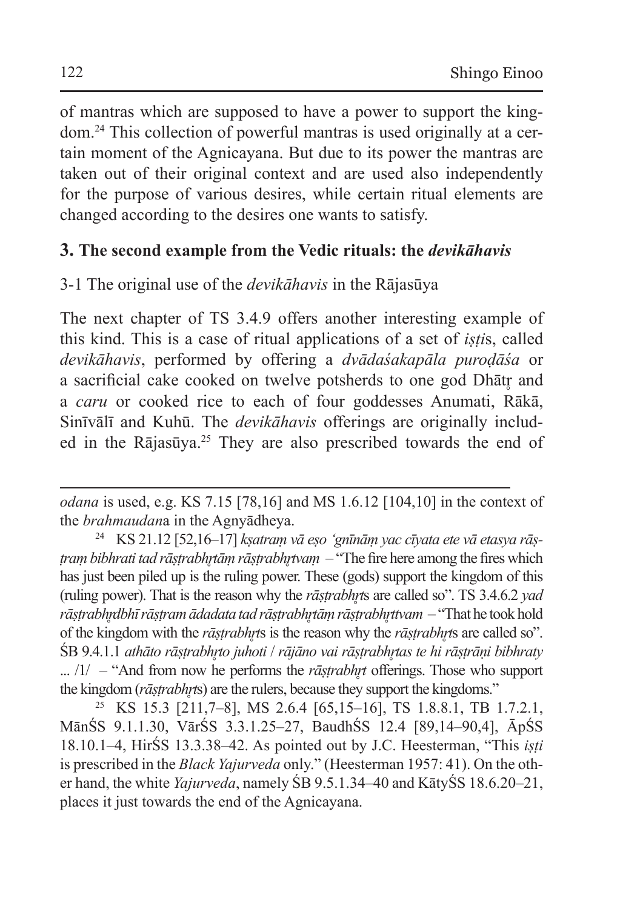of mantras which are supposed to have a power to support the kingdom.[24] This collection of powerful mantras is used originally at a certain moment of the Agnicayana. But due to its power the mantras are taken out of their original context and are used also independently for the purpose of various desires, while certain ritual elements are changed according to the desires one wants to satisfy.

## 3. The second example from the Vedic rituals: the *devikāhavis*

### 3-1 The original use of the *devikāhavis* in the Rājasūya

The next chapter of TS 3.4.9 offers another interesting example of this kind. This is a case of ritual applications of a set of *iṣṭi*s, called *devikāhavis*, performed by offering a *dvādaśakapāla puroḍāśa* or a sacrificial cake cooked on twelve potsherds to one god Dhātr̥ and a *caru* or cooked rice to each of four goddesses Anumati, Rākā, Sinīvālī and Kuhū. The *devikāhavis* offerings are originally included in the Rājasūya.[25] They are also prescribed towards the end of

---

*odana* is used, e.g. KS 7.15 [78,16] and MS 1.6.12 [104,10] in the context of the *brahmaudana* in the Agnyādheya.

[24] KS 21.12 [52,16–17] *kṣatraṃ vā eṣo 'gnīnāṃ yac cīyata ete vā etasya rāṣṭraṃ bibhrati tad rāṣṭrabhr̥tāṃ rāṣṭrabhr̥tvaṃ* – "The fire here among the fires which has just been piled up is the ruling power. These (gods) support the kingdom of this (ruling power). That is the reason why the *rāṣṭrabhr̥t*s are called so". TS 3.4.6.2 *yad rāṣṭrabhr̥dbhī rāṣṭram ādadata tad rāṣṭrabhr̥tāṃ rāṣṭrabhr̥ttvam* – "That he took hold of the kingdom with the *rāṣṭrabhr̥t*s is the reason why the *rāṣṭrabhr̥t*s are called so". ŚB 9.4.1.1 *athāto rāṣṭrabhr̥to juhoti / rājāno vai rāṣṭrabhr̥tas te hi rāṣṭrāṇi bibhraty* ... /1/ – "And from now he performs the *rāṣṭrabhr̥t* offerings. Those who support the kingdom (*rāṣṭrabhr̥t*s) are the rulers, because they support the kingdoms."

[25] KS 15.3 [211,7–8], MS 2.6.4 [65,15–16], TS 1.8.8.1, TB 1.7.2.1, MānŚS 9.1.1.30, VārŚS 3.3.1.25–27, BaudhŚS 12.4 [89,14–90,4], ĀpŚS 18.10.1–4, HirŚS 13.3.38–42. As pointed out by J.C. Heesterman, "This *iṣṭi* is prescribed in the *Black Yajurveda* only." (Heesterman 1957: 41). On the other hand, the white *Yajurveda*, namely ŚB 9.5.1.34–40 and KātyŚS 18.6.20–21, places it just towards the end of the Agnicayana.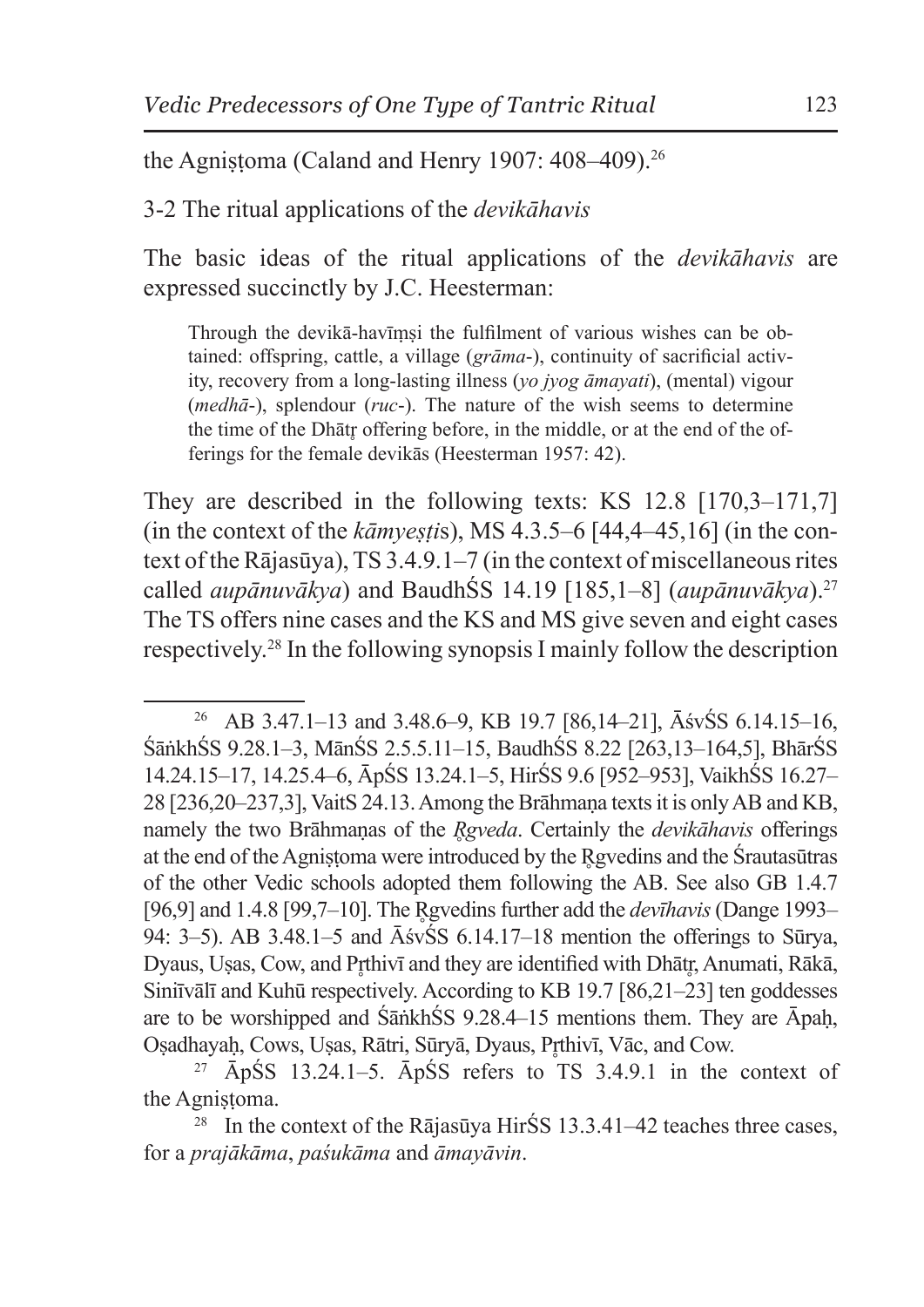the Agniṣṭoma (Caland and Henry 1907: 408–409).[26]

3-2 The ritual applications of the *devikāhavis*

The basic ideas of the ritual applications of the *devikāhavis* are expressed succinctly by J.C. Heesterman:

> Through the devikā-havīṃṣi the fulfilment of various wishes can be obtained: offspring, cattle, a village (*grāma*-), continuity of sacrificial activity, recovery from a long-lasting illness (*yo jyog āmayati*), (mental) vigour (*medhā*-), splendour (*ruc*-). The nature of the wish seems to determine the time of the Dhātṛ offering before, in the middle, or at the end of the offerings for the female devikās (Heesterman 1957: 42).

They are described in the following texts: KS 12.8 [170,3–171,7] (in the context of the *kāmyeṣṭi*s), MS 4.3.5–6 [44,4–45,16] (in the context of the Rājasūya), TS 3.4.9.1–7 (in the context of miscellaneous rites called *aupānuvākya*) and BaudhŚS 14.19 [185,1–8] (*aupānuvākya*).[27] The TS offers nine cases and the KS and MS give seven and eight cases respectively.[28] In the following synopsis I mainly follow the description

---

[26] AB 3.47.1–13 and 3.48.6–9, KB 19.7 [86,14–21], ĀśvŚS 6.14.15–16, ŚāṅkhŚS 9.28.1–3, MānŚS 2.5.5.11–15, BaudhŚS 8.22 [263,13–164,5], BhārŚS 14.24.15–17, 14.25.4–6, ĀpŚS 13.24.1–5, HirŚS 9.6 [952–953], VaikhŚS 16.27–28 [236,20–237,3], VaitS 24.13. Among the Brāhmaṇa texts it is only AB and KB, namely the two Brāhmaṇas of the *Ṛgveda*. Certainly the *devikāhavis* offerings at the end of the Agniṣṭoma were introduced by the Ṛgvedins and the Śrautasūtras of the other Vedic schools adopted them following the AB. See also GB 1.4.7 [96,9] and 1.4.8 [99,7–10]. The Ṛgvedins further add the *devīhavis* (Dange 1993–94: 3–5). AB 3.48.1–5 and ĀśvŚS 6.14.17–18 mention the offerings to Sūrya, Dyaus, Uṣas, Cow, and Pṛthivī and they are identified with Dhātṛ, Anumati, Rākā, Sinīvālī and Kuhū respectively. According to KB 19.7 [86,21–23] ten goddesses are to be worshipped and ŚāṅkhŚS 9.28.4–15 mentions them. They are Āpaḥ, Oṣadhayaḥ, Cows, Uṣas, Rātri, Sūryā, Dyaus, Pṛthivī, Vāc, and Cow.

[27] ĀpŚS 13.24.1–5. ĀpŚS refers to TS 3.4.9.1 in the context of the Agniṣṭoma.

[28] In the context of the Rājasūya HirŚS 13.3.41–42 teaches three cases, for a *prajākāma*, *paśukāma* and *āmayāvin*.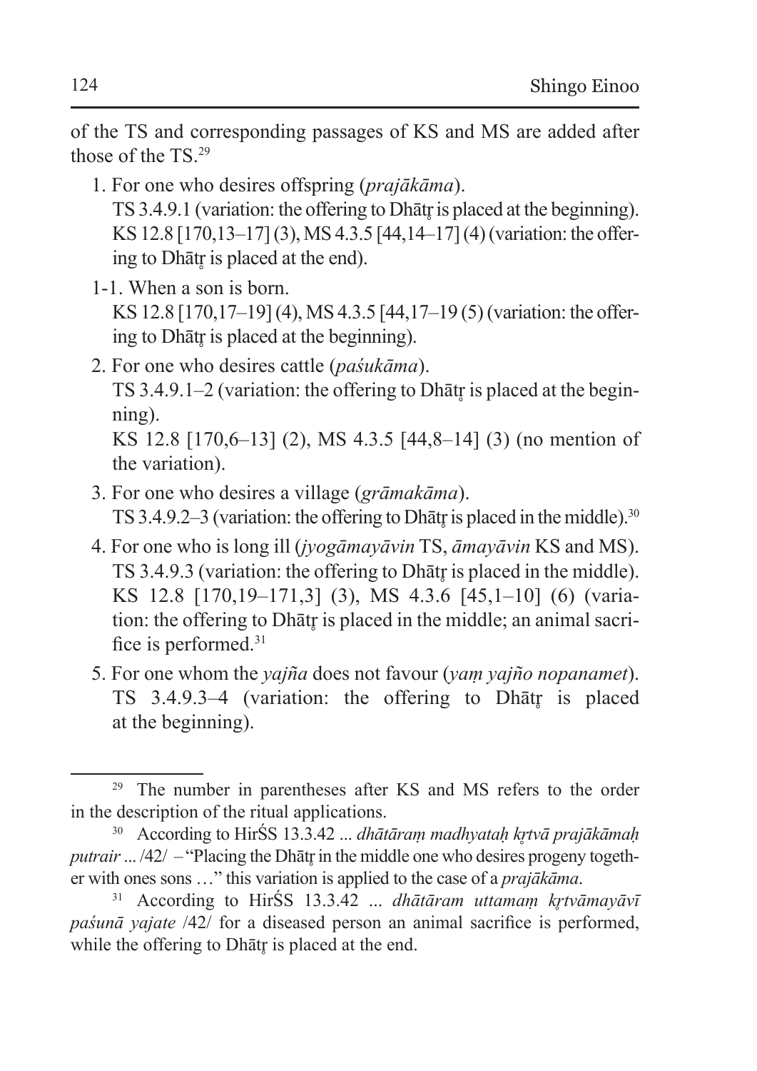of the TS and corresponding passages of KS and MS are added after those of the TS.[29]

1. For one who desires offspring (*prajākāma*).
   TS 3.4.9.1 (variation: the offering to Dhātr̥ is placed at the beginning).
   KS 12.8 [170,13–17] (3), MS 4.3.5 [44,14–17] (4) (variation: the offering to Dhātr̥ is placed at the end).

1-1. When a son is born.
   KS 12.8 [170,17–19] (4), MS 4.3.5 [44,17–19 (5) (variation: the offering to Dhātr̥ is placed at the beginning).

2. For one who desires cattle (*paśukāma*).
   TS 3.4.9.1–2 (variation: the offering to Dhātr̥ is placed at the beginning).
   KS 12.8 [170,6–13] (2), MS 4.3.5 [44,8–14] (3) (no mention of the variation).

3. For one who desires a village (*grāmakāma*).
   TS 3.4.9.2–3 (variation: the offering to Dhātr̥ is placed in the middle).[30]

4. For one who is long ill (*jyogāmayāvin* TS, *āmayāvin* KS and MS).
   TS 3.4.9.3 (variation: the offering to Dhātr̥ is placed in the middle).
   KS 12.8 [170,19–171,3] (3), MS 4.3.6 [45,1–10] (6) (variation: the offering to Dhātr̥ is placed in the middle; an animal sacrifice is performed.[31]

5. For one whom the *yajña* does not favour (*yaṃ yajño nopanamet*).
   TS 3.4.9.3–4 (variation: the offering to Dhātr̥ is placed at the beginning).

---

[29] The number in parentheses after KS and MS refers to the order in the description of the ritual applications.

[30] According to HirŚS 13.3.42 ... *dhātāraṃ madhyataḥ kr̥tvā prajākāmaḥ putrair* ... /42/ – "Placing the Dhātr̥ in the middle one who desires progeny together with ones sons …" this variation is applied to the case of a *prajākāma*.

[31] According to HirŚS 13.3.42 ... *dhātāram uttamaṃ kr̥tvāmayāvī paśunā yajate* /42/ for a diseased person an animal sacrifice is performed, while the offering to Dhātr̥ is placed at the end.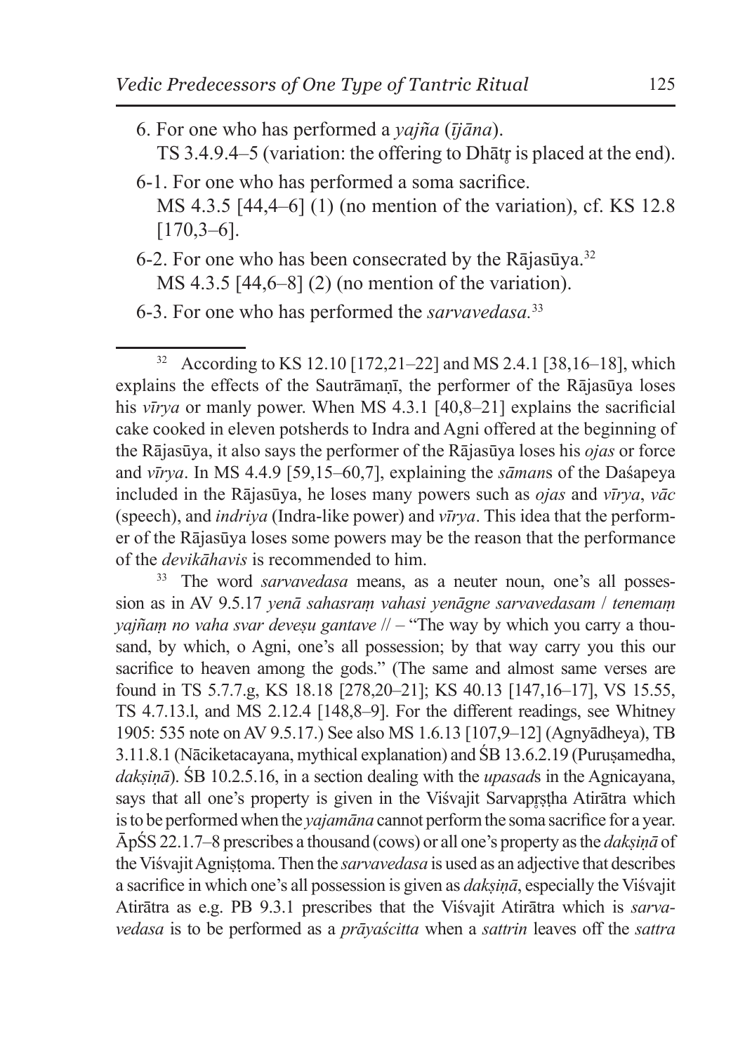6. For one who has performed a *yajña* (*ījāna*).
   TS 3.4.9.4–5 (variation: the offering to Dhātṛ is placed at the end).

6-1. For one who has performed a soma sacrifice.
   MS 4.3.5 [44,4–6] (1) (no mention of the variation), cf. KS 12.8 [170,3–6].

6-2. For one who has been consecrated by the Rājasūya.[32]
   MS 4.3.5 [44,6–8] (2) (no mention of the variation).

6-3. For one who has performed the *sarvavedasa*.[33]

---

[32] According to KS 12.10 [172,21–22] and MS 2.4.1 [38,16–18], which explains the effects of the Sautrāmaṇī, the performer of the Rājasūya loses his *vīrya* or manly power. When MS 4.3.1 [40,8–21] explains the sacrificial cake cooked in eleven potsherds to Indra and Agni offered at the beginning of the Rājasūya, it also says the performer of the Rājasūya loses his *ojas* or force and *vīrya*. In MS 4.4.9 [59,15–60,7], explaining the *sāman*s of the Daśapeya included in the Rājasūya, he loses many powers such as *ojas* and *vīrya*, *vāc* (speech), and *indriya* (Indra-like power) and *vīrya*. This idea that the performer of the Rājasūya loses some powers may be the reason that the performance of the *devikāhavis* is recommended to him.

[33] The word *sarvavedasa* means, as a neuter noun, one's all possession as in AV 9.5.17 *yenā sahasraṃ vahasi yenāgne sarvavedasam / tenemaṃ yajñaṃ no vaha svar deveṣu gantave* // – "The way by which you carry a thousand, by which, o Agni, one's all possession; by that way carry you this our sacrifice to heaven among the gods." (The same and almost same verses are found in TS 5.7.7.g, KS 18.18 [278,20–21]; KS 40.13 [147,16–17], VS 15.55, TS 4.7.13.l, and MS 2.12.4 [148,8–9]. For the different readings, see Whitney 1905: 535 note on AV 9.5.17.) See also MS 1.6.13 [107,9–12] (Agnyādheya), TB 3.11.8.1 (Nāciketacayana, mythical explanation) and ŚB 13.6.2.19 (Puruṣamedha, *dakṣiṇā*). ŚB 10.2.5.16, in a section dealing with the *upasad*s in the Agnicayana, says that all one's property is given in the Viśvajit Sarvapṛṣṭha Atirātra which is to be performed when the *yajamāna* cannot perform the soma sacrifice for a year. ĀpŚS 22.1.7–8 prescribes a thousand (cows) or all one's property as the *dakṣiṇā* of the Viśvajit Agniṣṭoma. Then the *sarvavedasa* is used as an adjective that describes a sacrifice in which one's all possession is given as *dakṣiṇā*, especially the Viśvajit Atirātra as e.g. PB 9.3.1 prescribes that the Viśvajit Atirātra which is *sarvavedasa* is to be performed as a *prāyaścitta* when a *sattrin* leaves off the *sattra*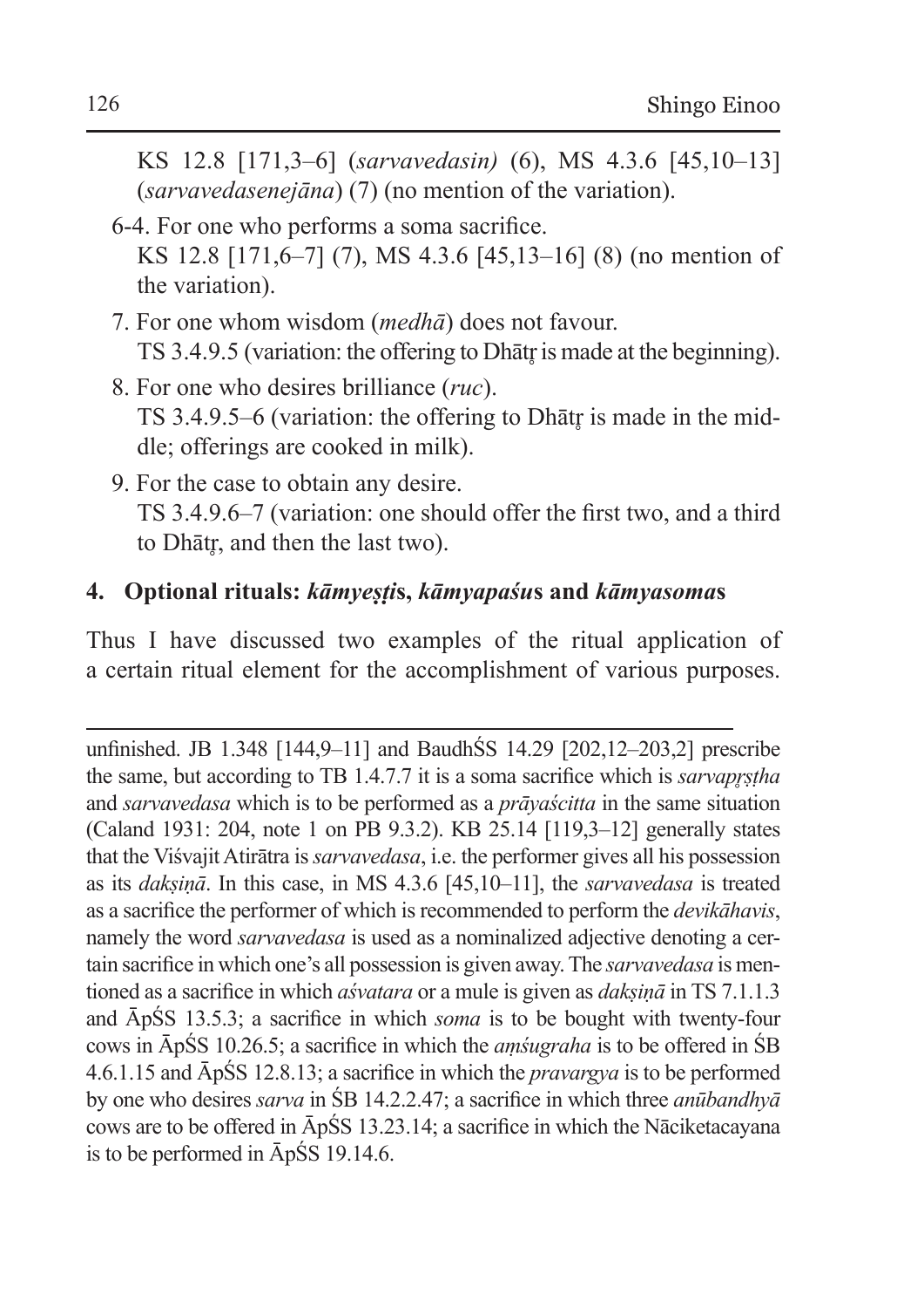KS 12.8 [171,3–6] (*sarvavedasin)* (6), MS 4.3.6 [45,10–13] (*sarvavedasenejāna*) (7) (no mention of the variation).

6-4. For one who performs a soma sacrifice.
KS 12.8 [171,6–7] (7), MS 4.3.6 [45,13–16] (8) (no mention of the variation).

7. For one whom wisdom (*medhā*) does not favour.
TS 3.4.9.5 (variation: the offering to Dhātr̥ is made at the beginning).

8. For one who desires brilliance (*ruc*).
TS 3.4.9.5–6 (variation: the offering to Dhātr̥ is made in the middle; offerings are cooked in milk).

9. For the case to obtain any desire.
TS 3.4.9.6–7 (variation: one should offer the first two, and a third to Dhātr̥, and then the last two).

## 4. Optional rituals: *kāmyeṣṭi*s, *kāmyapaśu*s and *kāmyasoma*s

Thus I have discussed two examples of the ritual application of a certain ritual element for the accomplishment of various purposes.

---

unfinished. JB 1.348 [144,9–11] and BaudhŚS 14.29 [202,12–203,2] prescribe the same, but according to TB 1.4.7.7 it is a soma sacrifice which is *sarvapr̥ṣṭha* and *sarvavedasa* which is to be performed as a *prāyaścitta* in the same situation (Caland 1931: 204, note 1 on PB 9.3.2). KB 25.14 [119,3–12] generally states that the Viśvajit Atirātra is *sarvavedasa*, i.e. the performer gives all his possession as its *dakṣiṇā*. In this case, in MS 4.3.6 [45,10–11], the *sarvavedasa* is treated as a sacrifice the performer of which is recommended to perform the *devikāhavis*, namely the word *sarvavedasa* is used as a nominalized adjective denoting a certain sacrifice in which one's all possession is given away. The *sarvavedasa* is mentioned as a sacrifice in which *aśvatara* or a mule is given as *dakṣiṇā* in TS 7.1.1.3 and ĀpŚS 13.5.3; a sacrifice in which *soma* is to be bought with twenty-four cows in ĀpŚS 10.26.5; a sacrifice in which the *aṃśugraha* is to be offered in ŚB 4.6.1.15 and ĀpŚS 12.8.13; a sacrifice in which the *pravargya* is to be performed by one who desires *sarva* in ŚB 14.2.2.47; a sacrifice in which three *anūbandhyā* cows are to be offered in ĀpŚS 13.23.14; a sacrifice in which the Nāciketacayana is to be performed in ĀpŚS 19.14.6.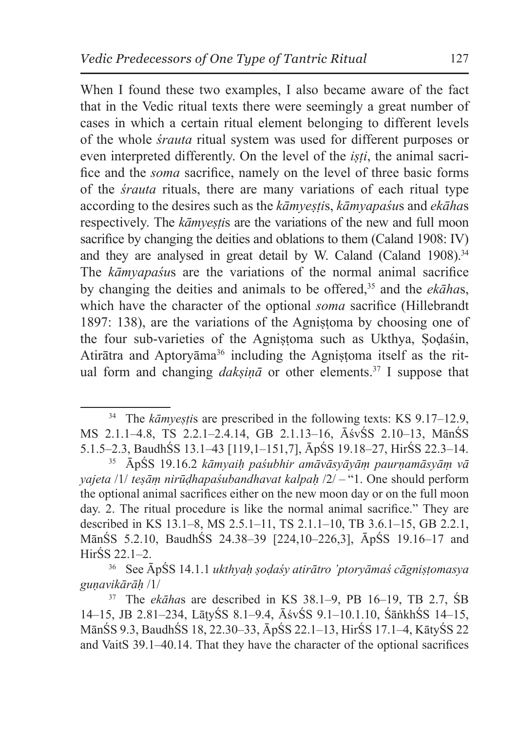When I found these two examples, I also became aware of the fact that in the Vedic ritual texts there were seemingly a great number of cases in which a certain ritual element belonging to different levels of the whole *śrauta* ritual system was used for different purposes or even interpreted differently. On the level of the *iṣṭi*, the animal sacrifice and the *soma* sacrifice, namely on the level of three basic forms of the *śrauta* rituals, there are many variations of each ritual type according to the desires such as the *kāmyeṣṭi*s, *kāmyapaśu*s and *ekāha*s respectively. The *kāmyeṣṭi*s are the variations of the new and full moon sacrifice by changing the deities and oblations to them (Caland 1908: IV) and they are analysed in great detail by W. Caland (Caland 1908).[34] The *kāmyapaśu*s are the variations of the normal animal sacrifice by changing the deities and animals to be offered,[35] and the *ekāha*s, which have the character of the optional *soma* sacrifice (Hillebrandt 1897: 138), are the variations of the Agniṣṭoma by choosing one of the four sub-varieties of the Agniṣṭoma such as Ukthya, Ṣoḍaśin, Atirātra and Aptoryāma[36] including the Agniṣṭoma itself as the ritual form and changing *dakṣiṇā* or other elements.[37] I suppose that

[34] The *kāmyeṣṭi*s are prescribed in the following texts: KS 9.17–12.9, MS 2.1.1–4.8, TS 2.2.1–2.4.14, GB 2.1.13–16, ĀśvŚS 2.10–13, MānŚS 5.1.5–2.3, BaudhŚS 13.1–43 [119,1–151,7], ĀpŚS 19.18–27, HirŚS 22.3–14.

[35] ĀpŚS 19.16.2 *kāmyaiḥ paśubhir amāvāsyāyāṃ paurṇamāsyāṃ vā yajeta* /1/ *teṣāṃ nirūḍhapaśubandhavat kalpaḥ* /2/ – "1. One should perform the optional animal sacrifices either on the new moon day or on the full moon day. 2. The ritual procedure is like the normal animal sacrifice." They are described in KS 13.1–8, MS 2.5.1–11, TS 2.1.1–10, TB 3.6.1–15, GB 2.2.1, MānŚS 5.2.10, BaudhŚS 24.38–39 [224,10–226,3], ĀpŚS 19.16–17 and HirŚS 22.1–2.

[36] See ĀpŚS 14.1.1 *ukthyaḥ ṣoḍaśy atirātro 'ptoryāmaś cāgniṣṭomasya guṇavikārāḥ* /1/

[37] The *ekāha*s are described in KS 38.1–9, PB 16–19, TB 2.7, ŚB 14–15, JB 2.81–234, LāṭyŚS 8.1–9.4, ĀśvŚS 9.1–10.1.10, ŚāṅkhŚS 14–15, MānŚS 9.3, BaudhŚS 18, 22.30–33, ĀpŚS 22.1–13, HirŚS 17.1–4, KātyŚS 22 and VaitS 39.1–40.14. That they have the character of the optional sacrifices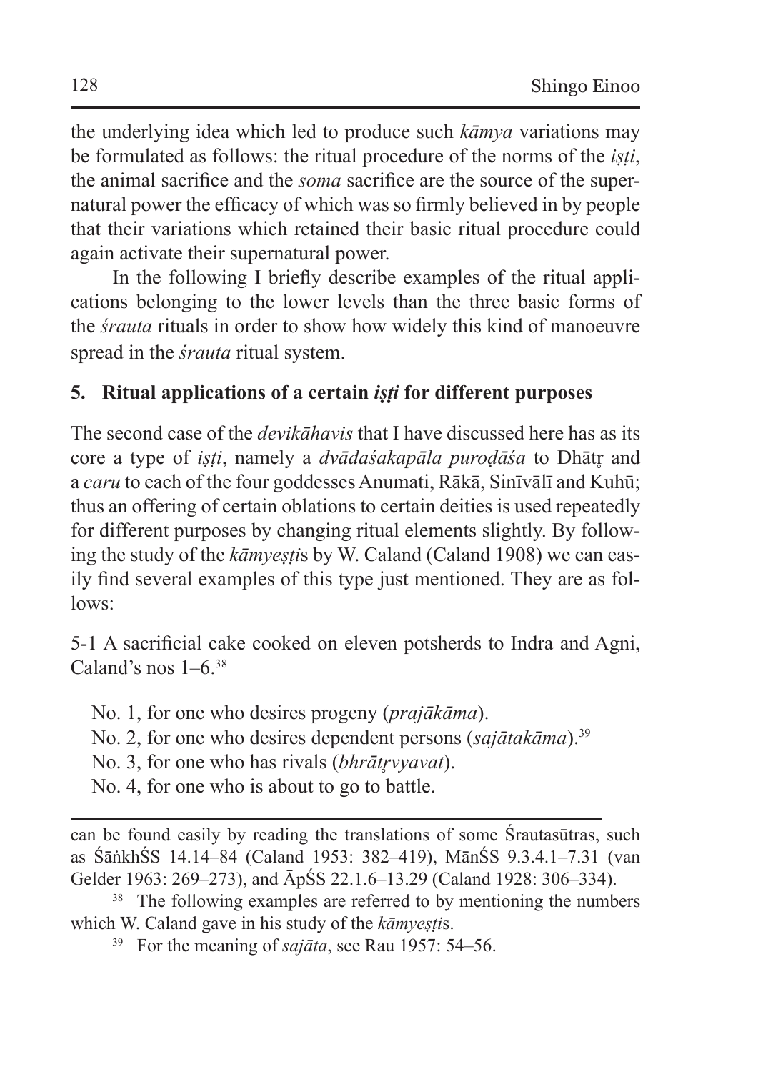the underlying idea which led to produce such *kāmya* variations may be formulated as follows: the ritual procedure of the norms of the *iṣṭi*, the animal sacrifice and the *soma* sacrifice are the source of the supernatural power the efficacy of which was so firmly believed in by people that their variations which retained their basic ritual procedure could again activate their supernatural power.

In the following I briefly describe examples of the ritual applications belonging to the lower levels than the three basic forms of the *śrauta* rituals in order to show how widely this kind of manoeuvre spread in the *śrauta* ritual system.

## 5. Ritual applications of a certain *iṣṭi* for different purposes

The second case of the *devikāhavis* that I have discussed here has as its core a type of *iṣṭi*, namely a *dvādaśakapāla puroḍāśa* to Dhātṛ and a *caru* to each of the four goddesses Anumati, Rākā, Sinīvālī and Kuhū; thus an offering of certain oblations to certain deities is used repeatedly for different purposes by changing ritual elements slightly. By following the study of the *kāmyeṣṭi*s by W. Caland (Caland 1908) we can easily find several examples of this type just mentioned. They are as follows:

5-1 A sacrificial cake cooked on eleven potsherds to Indra and Agni, Caland's nos 1–6.[38]

No. 1, for one who desires progeny (*prajākāma*).
No. 2, for one who desires dependent persons (*sajātakāma*).[39]
No. 3, for one who has rivals (*bhrātṛvyavat*).
No. 4, for one who is about to go to battle.

---

can be found easily by reading the translations of some Śrautasūtras, such as ŚāṅkhŚS 14.14–84 (Caland 1953: 382–419), MānŚS 9.3.4.1–7.31 (van Gelder 1963: 269–273), and ĀpŚS 22.1.6–13.29 (Caland 1928: 306–334).

[38] The following examples are referred to by mentioning the numbers which W. Caland gave in his study of the *kāmyeṣṭi*s.

[39] For the meaning of *sajāta*, see Rau 1957: 54–56.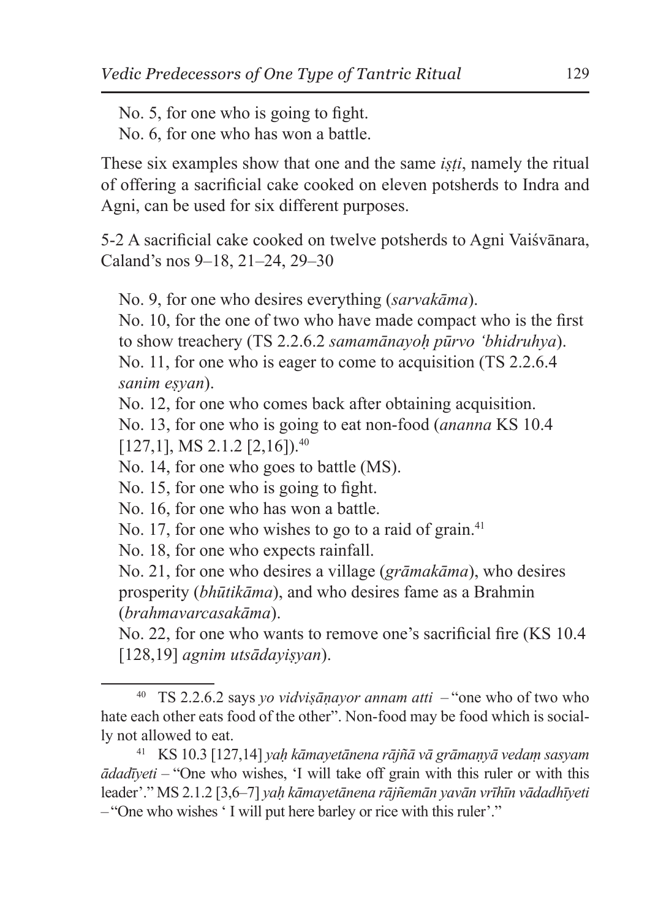No. 5, for one who is going to fight.
No. 6, for one who has won a battle.

These six examples show that one and the same *iṣṭi*, namely the ritual of offering a sacrificial cake cooked on eleven potsherds to Indra and Agni, can be used for six different purposes.

5-2 A sacrificial cake cooked on twelve potsherds to Agni Vaiśvānara, Caland's nos 9–18, 21–24, 29–30

No. 9, for one who desires everything (*sarvakāma*).
No. 10, for the one of two who have made compact who is the first to show treachery (TS 2.2.6.2 *samamānayoḥ pūrvo 'bhidruhya*).
No. 11, for one who is eager to come to acquisition (TS 2.2.6.4 *sanim eṣyan*).
No. 12, for one who comes back after obtaining acquisition.
No. 13, for one who is going to eat non-food (*ananna* KS 10.4 [127,1], MS 2.1.2 [2,16]).[40]
No. 14, for one who goes to battle (MS).
No. 15, for one who is going to fight.
No. 16, for one who has won a battle.
No. 17, for one who wishes to go to a raid of grain.[41]
No. 18, for one who expects rainfall.
No. 21, for one who desires a village (*grāmakāma*), who desires prosperity (*bhūtikāma*), and who desires fame as a Brahmin (*brahmavarcasakāma*).
No. 22, for one who wants to remove one's sacrificial fire (KS 10.4 [128,19] *agnim utsādayiṣyan*).

---

[40] TS 2.2.6.2 says *yo vidviṣāṇayor annam atti* – "one who of two who hate each other eats food of the other". Non-food may be food which is socially not allowed to eat.

[41] KS 10.3 [127,14] *yaḥ kāmayetānena rājñā vā grāmaṇyā vedaṃ sasyam ādadīyeti* – "One who wishes, 'I will take off grain with this ruler or with this leader'." MS 2.1.2 [3,6–7] *yaḥ kāmayetānena rājñemān yavān vrīhīn vādadhīyeti* – "One who wishes ' I will put here barley or rice with this ruler'."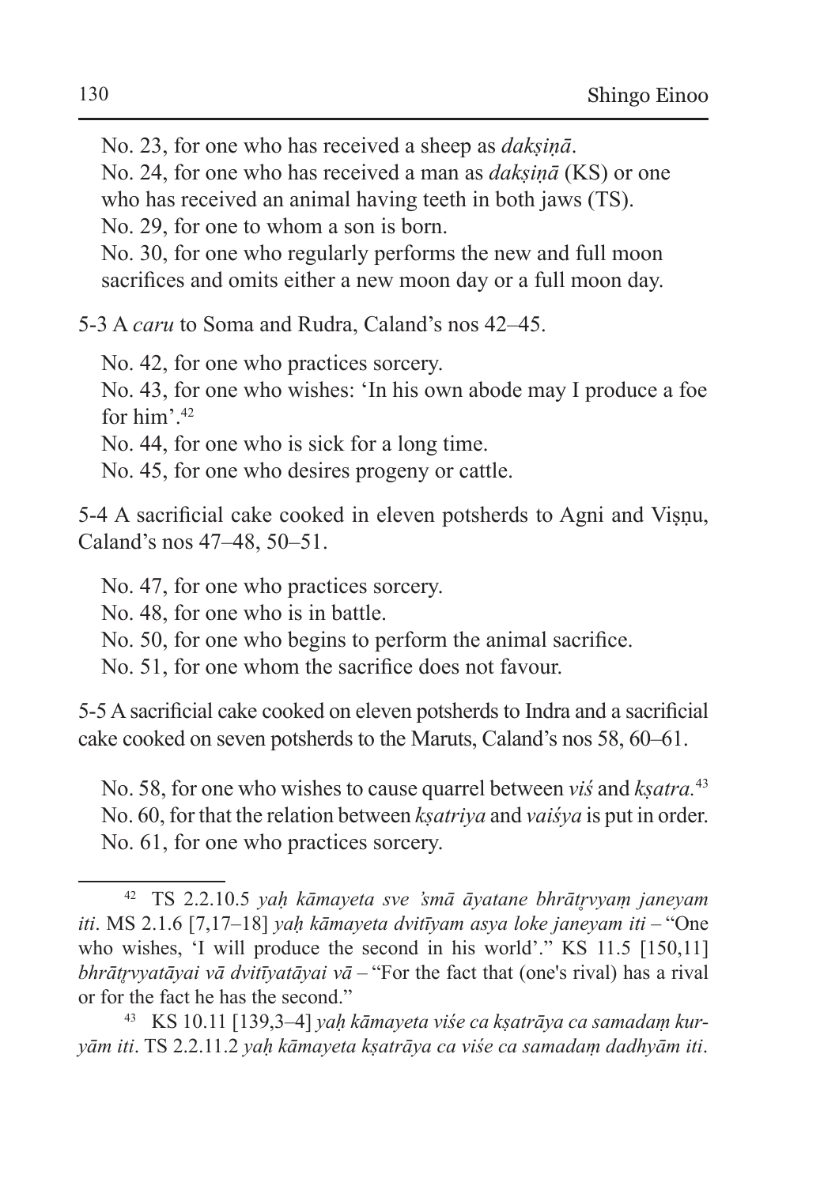No. 23, for one who has received a sheep as *dakṣiṇā*.
No. 24, for one who has received a man as *dakṣiṇā* (KS) or one who has received an animal having teeth in both jaws (TS).
No. 29, for one to whom a son is born.
No. 30, for one who regularly performs the new and full moon sacrifices and omits either a new moon day or a full moon day.

5-3 A *caru* to Soma and Rudra, Caland's nos 42–45.

No. 42, for one who practices sorcery.
No. 43, for one who wishes: 'In his own abode may I produce a foe for him'.[42]
No. 44, for one who is sick for a long time.
No. 45, for one who desires progeny or cattle.

5-4 A sacrificial cake cooked in eleven potsherds to Agni and Viṣṇu, Caland's nos 47–48, 50–51.

No. 47, for one who practices sorcery.
No. 48, for one who is in battle.
No. 50, for one who begins to perform the animal sacrifice.
No. 51, for one whom the sacrifice does not favour.

5-5 A sacrificial cake cooked on eleven potsherds to Indra and a sacrificial cake cooked on seven potsherds to the Maruts, Caland's nos 58, 60–61.

No. 58, for one who wishes to cause quarrel between *viś* and *kṣatra*.[43]
No. 60, for that the relation between *kṣatriya* and *vaiśya* is put in order.
No. 61, for one who practices sorcery.

---

[42] TS 2.2.10.5 *yaḥ kāmayeta sve 'smā āyatane bhrātṛvyaṃ janeyam iti*. MS 2.1.6 [7,17–18] *yaḥ kāmayeta dvitīyam asya loke janeyam iti* – "One who wishes, 'I will produce the second in his world'." KS 11.5 [150,11] *bhrātṛvyatāyai vā dvitīyatāyai vā* – "For the fact that (one's rival) has a rival or for the fact he has the second."

[43] KS 10.11 [139,3–4] *yaḥ kāmayeta viśe ca kṣatrāya ca samadaṃ kuryām iti*. TS 2.2.11.2 *yaḥ kāmayeta kṣatrāya ca viśe ca samadaṃ dadhyām iti*.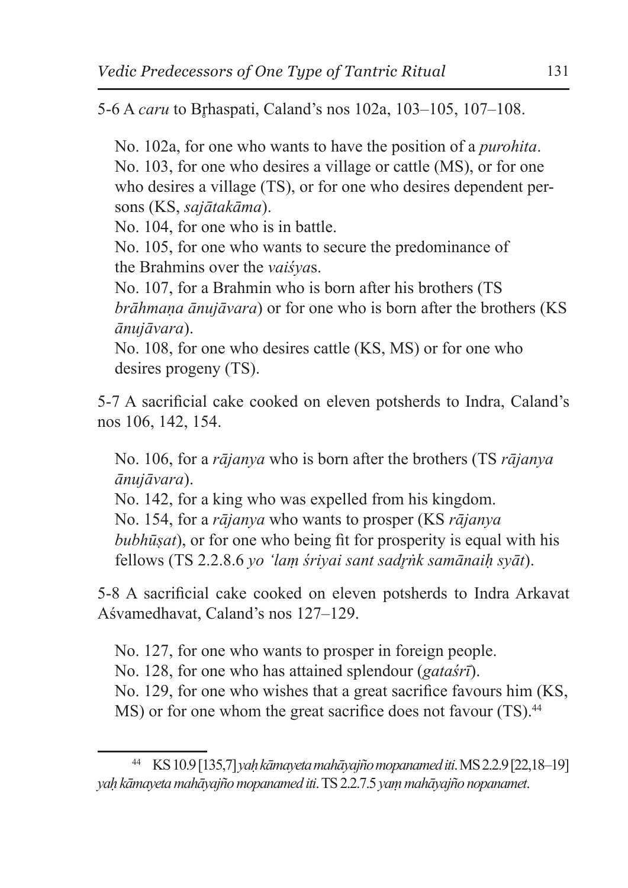5-6 A *caru* to Bṛhaspati, Caland's nos 102a, 103–105, 107–108.

No. 102a, for one who wants to have the position of a *purohita*.
No. 103, for one who desires a village or cattle (MS), or for one who desires a village (TS), or for one who desires dependent persons (KS, *sajātakāma*).
No. 104, for one who is in battle.
No. 105, for one who wants to secure the predominance of the Brahmins over the *vaiśya*s.
No. 107, for a Brahmin who is born after his brothers (TS *brāhmaṇa ānujāvara*) or for one who is born after the brothers (KS *ānujāvara*).
No. 108, for one who desires cattle (KS, MS) or for one who desires progeny (TS).

5-7 A sacrificial cake cooked on eleven potsherds to Indra, Caland's nos 106, 142, 154.

No. 106, for a *rājanya* who is born after the brothers (TS *rājanya ānujāvara*).
No. 142, for a king who was expelled from his kingdom.
No. 154, for a *rājanya* who wants to prosper (KS *rājanya bubhūṣat*), or for one who being fit for prosperity is equal with his fellows (TS 2.2.8.6 *yo 'laṃ śriyai sant sadṛṅk samānaiḥ syāt*).

5-8 A sacrificial cake cooked on eleven potsherds to Indra Arkavat Aśvamedhavat, Caland's nos 127–129.

No. 127, for one who wants to prosper in foreign people.
No. 128, for one who has attained splendour (*gataśrī*).
No. 129, for one who wishes that a great sacrifice favours him (KS, MS) or for one whom the great sacrifice does not favour (TS).[44]

---

[44] KS 10.9 [135,7] *yaḥ kāmayeta mahāyajño mopanamed iti*. MS 2.2.9 [22,18–19] *yaḥ kāmayeta mahāyajño mopanamed iti*. TS 2.2.7.5 *yaṃ mahāyajño nopanamet*.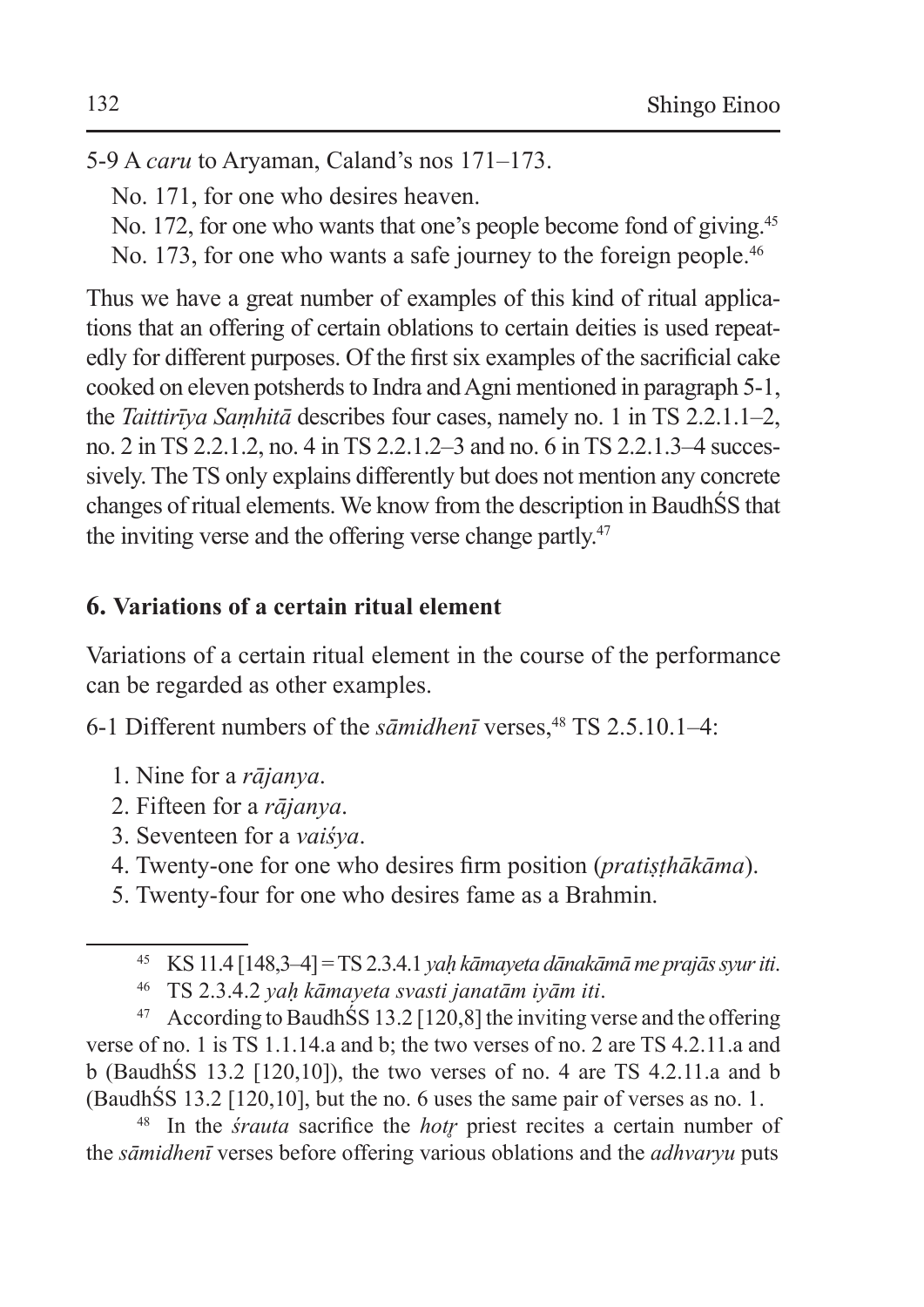5-9 A *caru* to Aryaman, Caland's nos 171–173.

No. 171, for one who desires heaven.

No. 172, for one who wants that one's people become fond of giving.[45]

No. 173, for one who wants a safe journey to the foreign people.[46]

Thus we have a great number of examples of this kind of ritual applications that an offering of certain oblations to certain deities is used repeatedly for different purposes. Of the first six examples of the sacrificial cake cooked on eleven potsherds to Indra and Agni mentioned in paragraph 5-1, the *Taittirīya Saṃhitā* describes four cases, namely no. 1 in TS 2.2.1.1–2, no. 2 in TS 2.2.1.2, no. 4 in TS 2.2.1.2–3 and no. 6 in TS 2.2.1.3–4 successively. The TS only explains differently but does not mention any concrete changes of ritual elements. We know from the description in BaudhŚS that the inviting verse and the offering verse change partly.[47]

## 6. Variations of a certain ritual element

Variations of a certain ritual element in the course of the performance can be regarded as other examples.

6-1 Different numbers of the *sāmidhenī* verses,[48] TS 2.5.10.1–4:

1. Nine for a *rājanya*.
2. Fifteen for a *rājanya*.
3. Seventeen for a *vaiśya*.
4. Twenty-one for one who desires firm position (*pratiṣṭhākāma*).
5. Twenty-four for one who desires fame as a Brahmin.

---

[45] KS 11.4 [148,3–4] = TS 2.3.4.1 *yaḥ kāmayeta dānakāmā me prajās syur iti*.

[46] TS 2.3.4.2 *yaḥ kāmayeta svasti janatām iyām iti*.

[47] According to BaudhŚS 13.2 [120,8] the inviting verse and the offering verse of no. 1 is TS 1.1.14.a and b; the two verses of no. 2 are TS 4.2.11.a and b (BaudhŚS 13.2 [120,10]), the two verses of no. 4 are TS 4.2.11.a and b (BaudhŚS 13.2 [120,10], but the no. 6 uses the same pair of verses as no. 1.

[48] In the *śrauta* sacrifice the *hotṛ* priest recites a certain number of the *sāmidhenī* verses before offering various oblations and the *adhvaryu* puts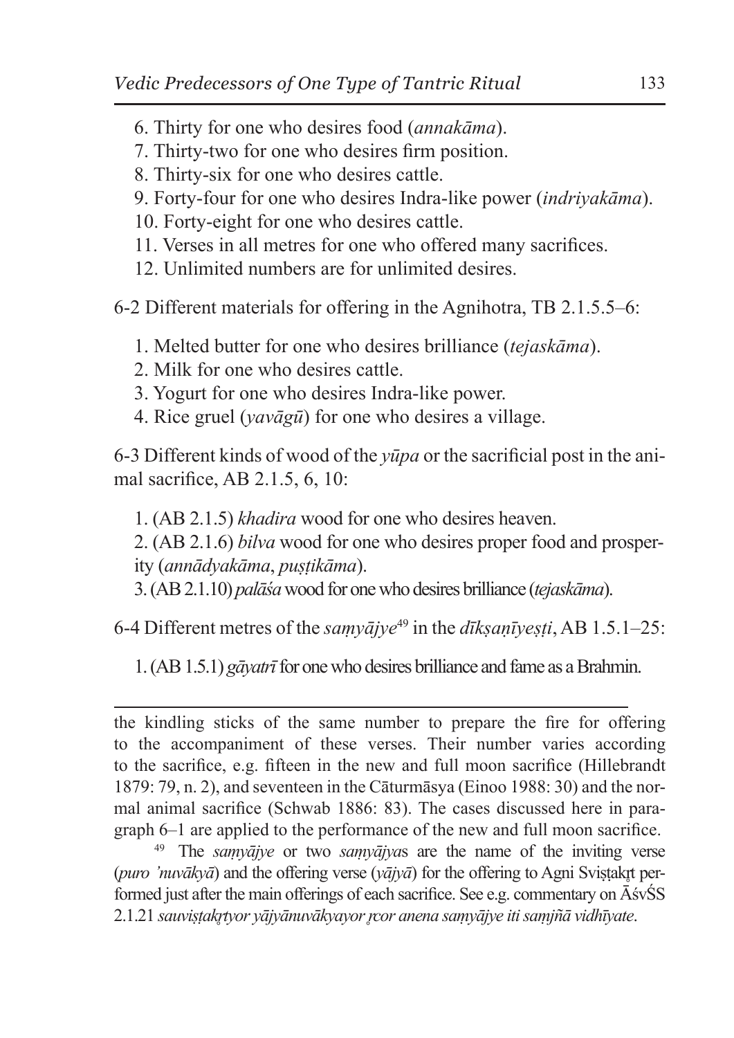6. Thirty for one who desires food (*annakāma*).
7. Thirty-two for one who desires firm position.
8. Thirty-six for one who desires cattle.
9. Forty-four for one who desires Indra-like power (*indriyakāma*).
10. Forty-eight for one who desires cattle.
11. Verses in all metres for one who offered many sacrifices.
12. Unlimited numbers are for unlimited desires.

6-2 Different materials for offering in the Agnihotra, TB 2.1.5.5–6:

1. Melted butter for one who desires brilliance (*tejaskāma*).
2. Milk for one who desires cattle.
3. Yogurt for one who desires Indra-like power.
4. Rice gruel (*yavāgū*) for one who desires a village.

6-3 Different kinds of wood of the *yūpa* or the sacrificial post in the animal sacrifice, AB 2.1.5, 6, 10:

1. (AB 2.1.5) *khadira* wood for one who desires heaven.
2. (AB 2.1.6) *bilva* wood for one who desires proper food and prosperity (*annādyakāma*, *puṣṭikāma*).
3. (AB 2.1.10) *palāśa* wood for one who desires brilliance (*tejaskāma*).

6-4 Different metres of the *saṃyājye*[49] in the *dīkṣaṇīyeṣṭi*, AB 1.5.1–25:

1. (AB 1.5.1) *gāyatrī* for one who desires brilliance and fame as a Brahmin.

---

the kindling sticks of the same number to prepare the fire for offering to the accompaniment of these verses. Their number varies according to the sacrifice, e.g. fifteen in the new and full moon sacrifice (Hillebrandt 1879: 79, n. 2), and seventeen in the Cāturmāsya (Einoo 1988: 30) and the normal animal sacrifice (Schwab 1886: 83). The cases discussed here in paragraph 6–1 are applied to the performance of the new and full moon sacrifice.

[49] The *saṃyājye* or two *saṃyājya*s are the name of the inviting verse (*puro 'nuvākyā*) and the offering verse (*yājyā*) for the offering to Agni Sviṣṭakṛt performed just after the main offerings of each sacrifice. See e.g. commentary on ĀśvŚS 2.1.21 *sauviṣṭakṛtyor yājyānuvākyayor ṛcor anena saṃyājye iti saṃjñā vidhīyate*.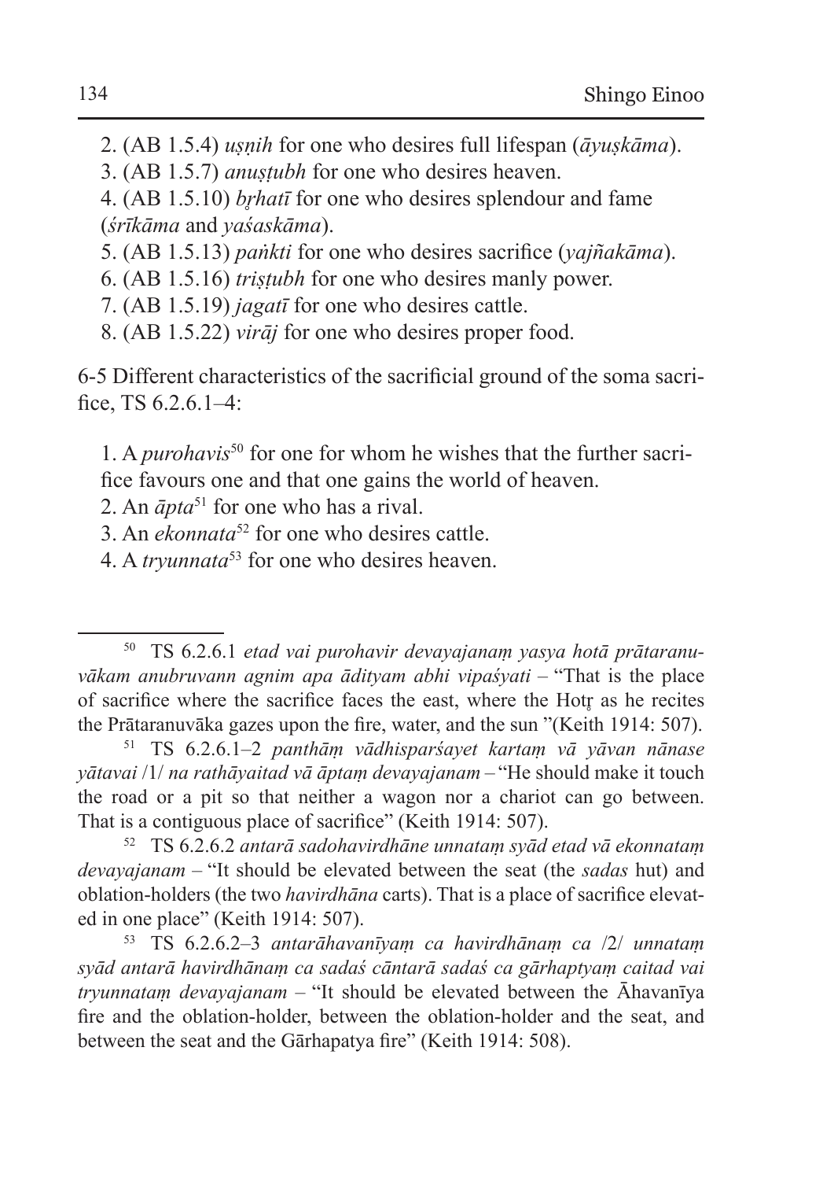2. (AB 1.5.4) *uṣṇih* for one who desires full lifespan (*āyuṣkāma*).
3. (AB 1.5.7) *anuṣṭubh* for one who desires heaven.
4. (AB 1.5.10) *bṛhatī* for one who desires splendour and fame (*śrīkāma* and *yaśaskāma*).
5. (AB 1.5.13) *paṅkti* for one who desires sacrifice (*yajñakāma*).
6. (AB 1.5.16) *triṣṭubh* for one who desires manly power.
7. (AB 1.5.19) *jagatī* for one who desires cattle.
8. (AB 1.5.22) *virāj* for one who desires proper food.

6-5 Different characteristics of the sacrificial ground of the soma sacrifice, TS 6.2.6.1–4:

1. A *purohavis*[50] for one for whom he wishes that the further sacrifice favours one and that one gains the world of heaven.
2. An *āpta*[51] for one who has a rival.
3. An *ekonnata*[52] for one who desires cattle.
4. A *tryunnata*[53] for one who desires heaven.

---

[50] TS 6.2.6.1 *etad vai purohavir devayajanaṃ yasya hotā prātaranuvākam anubruvann agnim apa ādityam abhi vipaśyati* – "That is the place of sacrifice where the sacrifice faces the east, where the Hotṛ as he recites the Prātaranuvāka gazes upon the fire, water, and the sun "(Keith 1914: 507).

[51] TS 6.2.6.1–2 *panthāṃ vādhisparśayet kartaṃ vā yāvan nānase yātavai* /1/ *na rathāyaitad vā āptaṃ devayajanam* – "He should make it touch the road or a pit so that neither a wagon nor a chariot can go between. That is a contiguous place of sacrifice" (Keith 1914: 507).

[52] TS 6.2.6.2 *antarā sadohavirdhāne unnataṃ syād etad vā ekonnataṃ devayajanam* – "It should be elevated between the seat (the *sadas* hut) and oblation-holders (the two *havirdhāna* carts). That is a place of sacrifice elevated in one place" (Keith 1914: 507).

[53] TS 6.2.6.2–3 *antarāhavanīyaṃ ca havirdhānaṃ ca* /2/ *unnataṃ syād antarā havirdhānaṃ ca sadaś cāntarā sadaś ca gārhaptyaṃ caitad vai tryunnataṃ devayajanam* – "It should be elevated between the Āhavanīya fire and the oblation-holder, between the oblation-holder and the seat, and between the seat and the Gārhapatya fire" (Keith 1914: 508).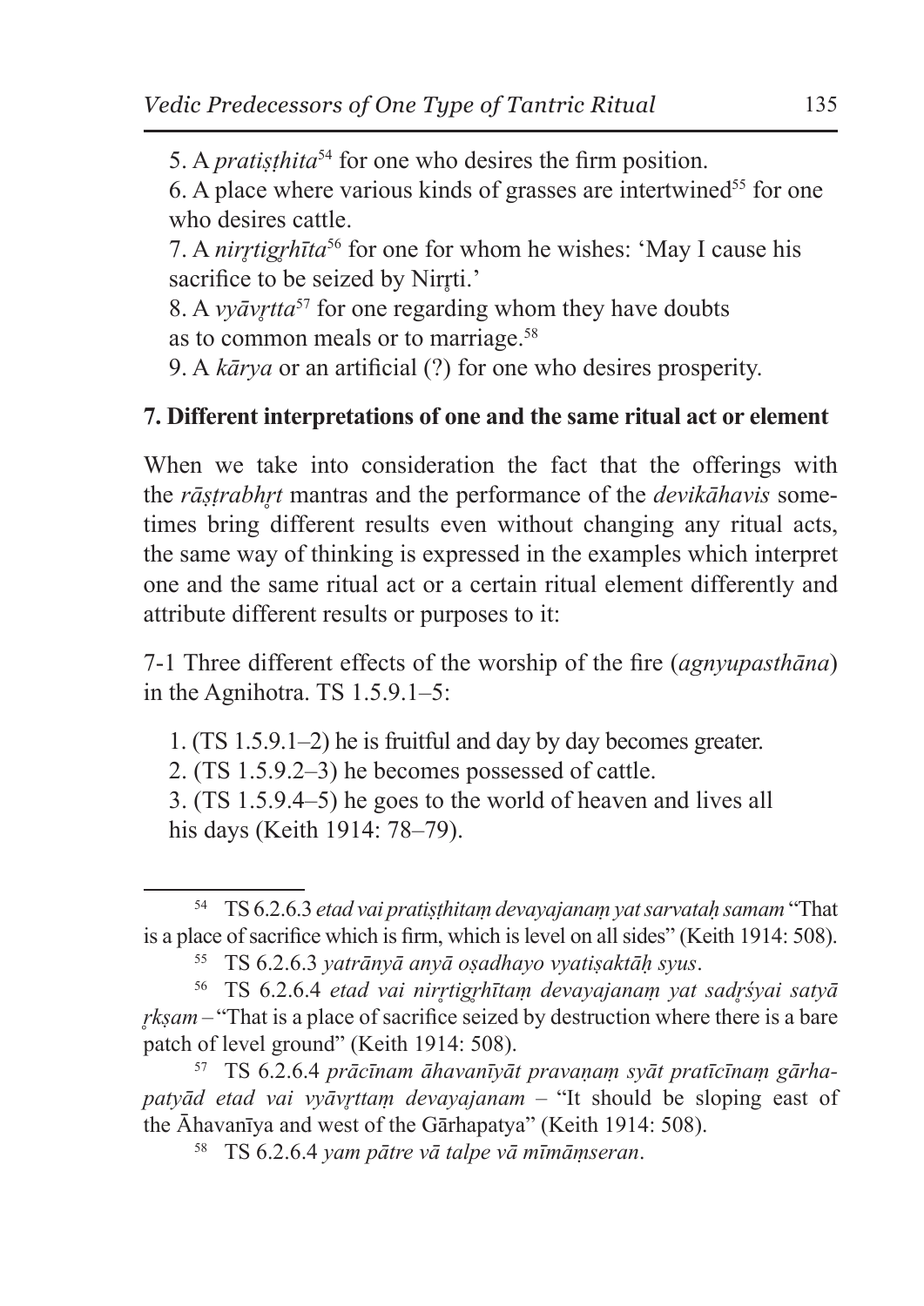5. A *pratiṣṭhita*[54] for one who desires the firm position.
6. A place where various kinds of grasses are intertwined[55] for one who desires cattle.
7. A *nirr̥tigr̥hīta*[56] for one for whom he wishes: 'May I cause his sacrifice to be seized by Nirr̥ti.'
8. A *vyāvr̥tta*[57] for one regarding whom they have doubts as to common meals or to marriage.[58]
9. A *kārya* or an artificial (?) for one who desires prosperity.

**7. Different interpretations of one and the same ritual act or element**

When we take into consideration the fact that the offerings with the *rāṣṭrabhr̥t* mantras and the performance of the *devikāhavis* sometimes bring different results even without changing any ritual acts, the same way of thinking is expressed in the examples which interpret one and the same ritual act or a certain ritual element differently and attribute different results or purposes to it:

7-1 Three different effects of the worship of the fire (*agnyupasthāna*) in the Agnihotra. TS 1.5.9.1–5:

1. (TS 1.5.9.1–2) he is fruitful and day by day becomes greater.
2. (TS 1.5.9.2–3) he becomes possessed of cattle.
3. (TS 1.5.9.4–5) he goes to the world of heaven and lives all his days (Keith 1914: 78–79).

---

[54] TS 6.2.6.3 *etad vai pratiṣṭhitaṃ devayajanaṃ yat sarvataḥ samam* "That is a place of sacrifice which is firm, which is level on all sides" (Keith 1914: 508).

[55] TS 6.2.6.3 *yatrānyā anyā oṣadhayo vyatiṣaktāḥ syus*.

[56] TS 6.2.6.4 *etad vai nirr̥tigr̥hītaṃ devayajanaṃ yat sadr̥śyai satyā r̥kṣam* – "That is a place of sacrifice seized by destruction where there is a bare patch of level ground" (Keith 1914: 508).

[57] TS 6.2.6.4 *prācīnam āhavanīyāt pravaṇaṃ syāt pratīcīnaṃ gārhapatyād etad vai vyāvr̥ttaṃ devayajanam* – "It should be sloping east of the Āhavanīya and west of the Gārhapatya" (Keith 1914: 508).

[58] TS 6.2.6.4 *yam pātre vā talpe vā mīmāṃseran*.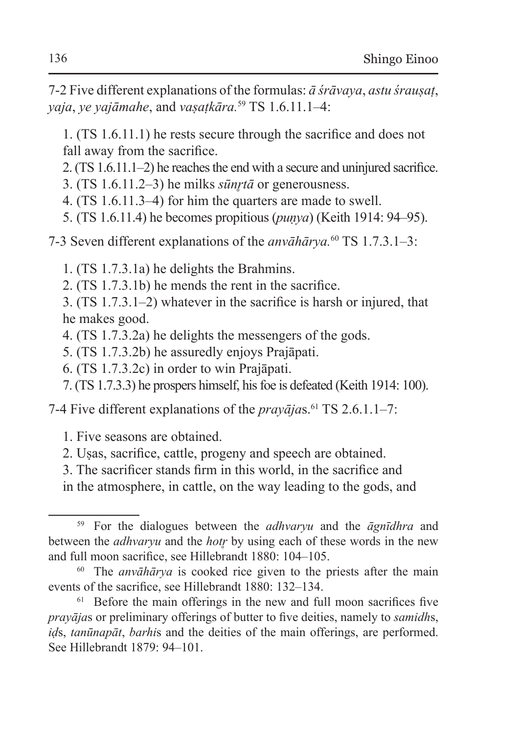7-2 Five different explanations of the formulas: *ā śrāvaya*, *astu śrauṣaṭ*, *yaja*, *ye yajāmahe*, and *vaṣaṭkāra.*[59] TS 1.6.11.1–4:

1. (TS 1.6.11.1) he rests secure through the sacrifice and does not fall away from the sacrifice.
2. (TS 1.6.11.1–2) he reaches the end with a secure and uninjured sacrifice.
3. (TS 1.6.11.2–3) he milks *sūnṛtā* or generousness.
4. (TS 1.6.11.3–4) for him the quarters are made to swell.
5. (TS 1.6.11.4) he becomes propitious (*puṇya*) (Keith 1914: 94–95).

7-3 Seven different explanations of the *anvāhārya.*[60] TS 1.7.3.1–3:

1. (TS 1.7.3.1a) he delights the Brahmins.
2. (TS 1.7.3.1b) he mends the rent in the sacrifice.
3. (TS 1.7.3.1–2) whatever in the sacrifice is harsh or injured, that he makes good.
4. (TS 1.7.3.2a) he delights the messengers of the gods.
5. (TS 1.7.3.2b) he assuredly enjoys Prajāpati.
6. (TS 1.7.3.2c) in order to win Prajāpati.
7. (TS 1.7.3.3) he prospers himself, his foe is defeated (Keith 1914: 100).

7-4 Five different explanations of the *prayāja*s.[61] TS 2.6.1.1–7:

1. Five seasons are obtained.
2. Uṣas, sacrifice, cattle, progeny and speech are obtained.
3. The sacrificer stands firm in this world, in the sacrifice and in the atmosphere, in cattle, on the way leading to the gods, and

---

[59] For the dialogues between the *adhvaryu* and the *āgnīdhra* and between the *adhvaryu* and the *hotṛ* by using each of these words in the new and full moon sacrifice, see Hillebrandt 1880: 104–105.

[60] The *anvāhārya* is cooked rice given to the priests after the main events of the sacrifice, see Hillebrandt 1880: 132–134.

[61] Before the main offerings in the new and full moon sacrifices five *prayāja*s or preliminary offerings of butter to five deities, namely to *samidh*s, *iḍ*s, *tanūnapāt*, *barhi*s and the deities of the main offerings, are performed. See Hillebrandt 1879: 94–101.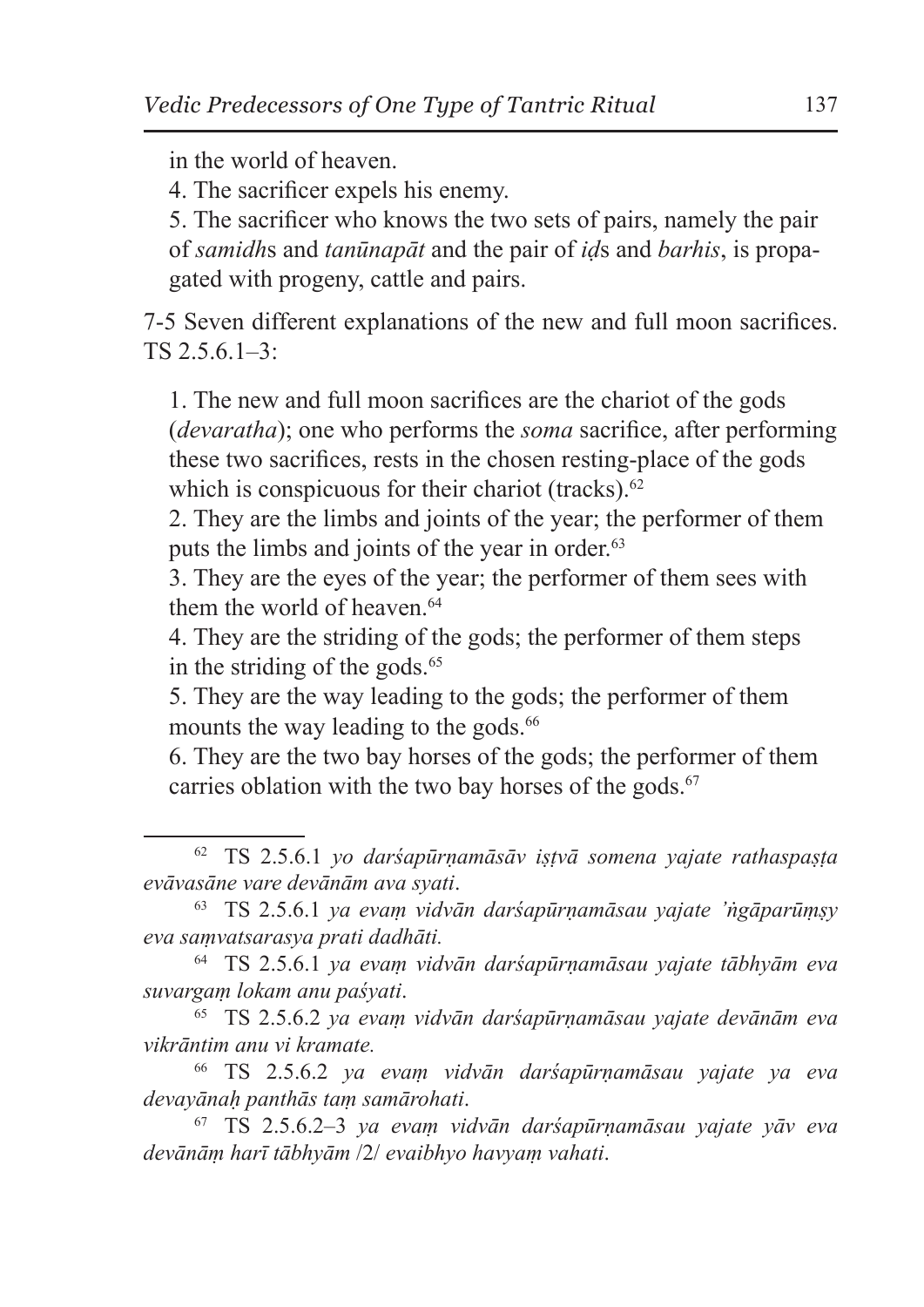in the world of heaven.

4. The sacrificer expels his enemy.

5. The sacrificer who knows the two sets of pairs, namely the pair of *samidh*s and *tanūnapāt* and the pair of *iḍ*s and *barhis*, is propagated with progeny, cattle and pairs.

7-5 Seven different explanations of the new and full moon sacrifices. TS 2.5.6.1–3:

1. The new and full moon sacrifices are the chariot of the gods (*devaratha*); one who performs the *soma* sacrifice, after performing these two sacrifices, rests in the chosen resting-place of the gods which is conspicuous for their chariot (tracks).[62]
2. They are the limbs and joints of the year; the performer of them puts the limbs and joints of the year in order.[63]
3. They are the eyes of the year; the performer of them sees with them the world of heaven.[64]
4. They are the striding of the gods; the performer of them steps in the striding of the gods.[65]
5. They are the way leading to the gods; the performer of them mounts the way leading to the gods.[66]
6. They are the two bay horses of the gods; the performer of them carries oblation with the two bay horses of the gods.[67]

---

[62] TS 2.5.6.1 *yo darśapūrṇamāsāv iṣṭvā somena yajate rathaspaṣṭa evāvasāne vare devānām ava syati*.

[63] TS 2.5.6.1 *ya evaṃ vidvān darśapūrṇamāsau yajate 'ṅgāparūṃṣy eva saṃvatsarasya prati dadhāti.*

[64] TS 2.5.6.1 *ya evaṃ vidvān darśapūrṇamāsau yajate tābhyām eva suvargaṃ lokam anu paśyati*.

[65] TS 2.5.6.2 *ya evaṃ vidvān darśapūrṇamāsau yajate devānām eva vikrāntim anu vi kramate.*

[66] TS 2.5.6.2 *ya evaṃ vidvān darśapūrṇamāsau yajate ya eva devayānaḥ panthās taṃ samārohati*.

[67] TS 2.5.6.2–3 *ya evaṃ vidvān darśapūrṇamāsau yajate yāv eva devānāṃ harī tābhyām* /2/ *evaibhyo havyaṃ vahati*.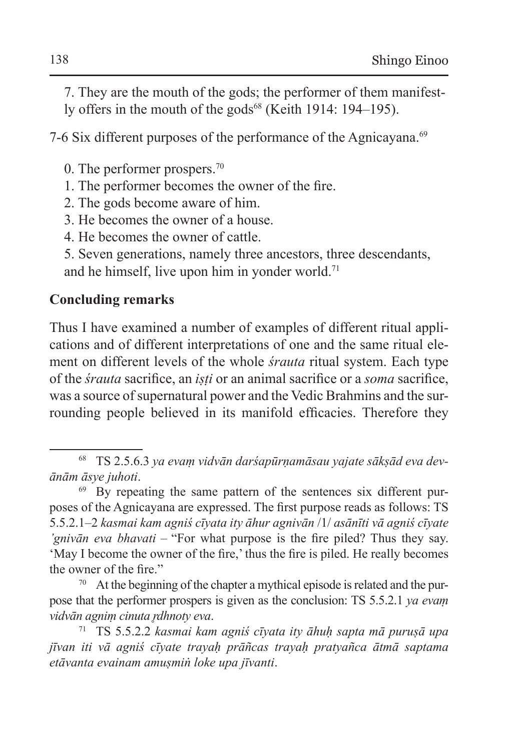7. They are the mouth of the gods; the performer of them manifestly offers in the mouth of the gods[68] (Keith 1914: 194–195).

7-6 Six different purposes of the performance of the Agnicayana.[69]

0. The performer prospers.[70]
1. The performer becomes the owner of the fire.
2. The gods become aware of him.
3. He becomes the owner of a house.
4. He becomes the owner of cattle.
5. Seven generations, namely three ancestors, three descendants, and he himself, live upon him in yonder world.[71]

**Concluding remarks**

Thus I have examined a number of examples of different ritual applications and of different interpretations of one and the same ritual element on different levels of the whole *śrauta* ritual system. Each type of the *śrauta* sacrifice, an *iṣṭi* or an animal sacrifice or a *soma* sacrifice, was a source of supernatural power and the Vedic Brahmins and the surrounding people believed in its manifold efficacies. Therefore they

---

[68] TS 2.5.6.3 *ya evaṃ vidvān darśapūrṇamāsau yajate sākṣād eva devānām āsye juhoti*.

[69] By repeating the same pattern of the sentences six different purposes of the Agnicayana are expressed. The first purpose reads as follows: TS 5.5.2.1–2 *kasmai kam agniś cīyata ity āhur agnivān* /1/ *asānīti vā agniś cīyate 'gnivān eva bhavati* – "For what purpose is the fire piled? Thus they say. 'May I become the owner of the fire,' thus the fire is piled. He really becomes the owner of the fire."

[70] At the beginning of the chapter a mythical episode is related and the purpose that the performer prospers is given as the conclusion: TS 5.5.2.1 *ya evaṃ vidvān agniṃ cinuta ṛdhnoty eva*.

[71] TS 5.5.2.2 *kasmai kam agniś cīyata ity āhuḥ sapta mā puruṣā upa jīvan iti vā agniś cīyate trayaḥ prāñcas trayaḥ pratyañca ātmā saptama etāvanta evainam amuṣmiṅ loke upa jīvanti*.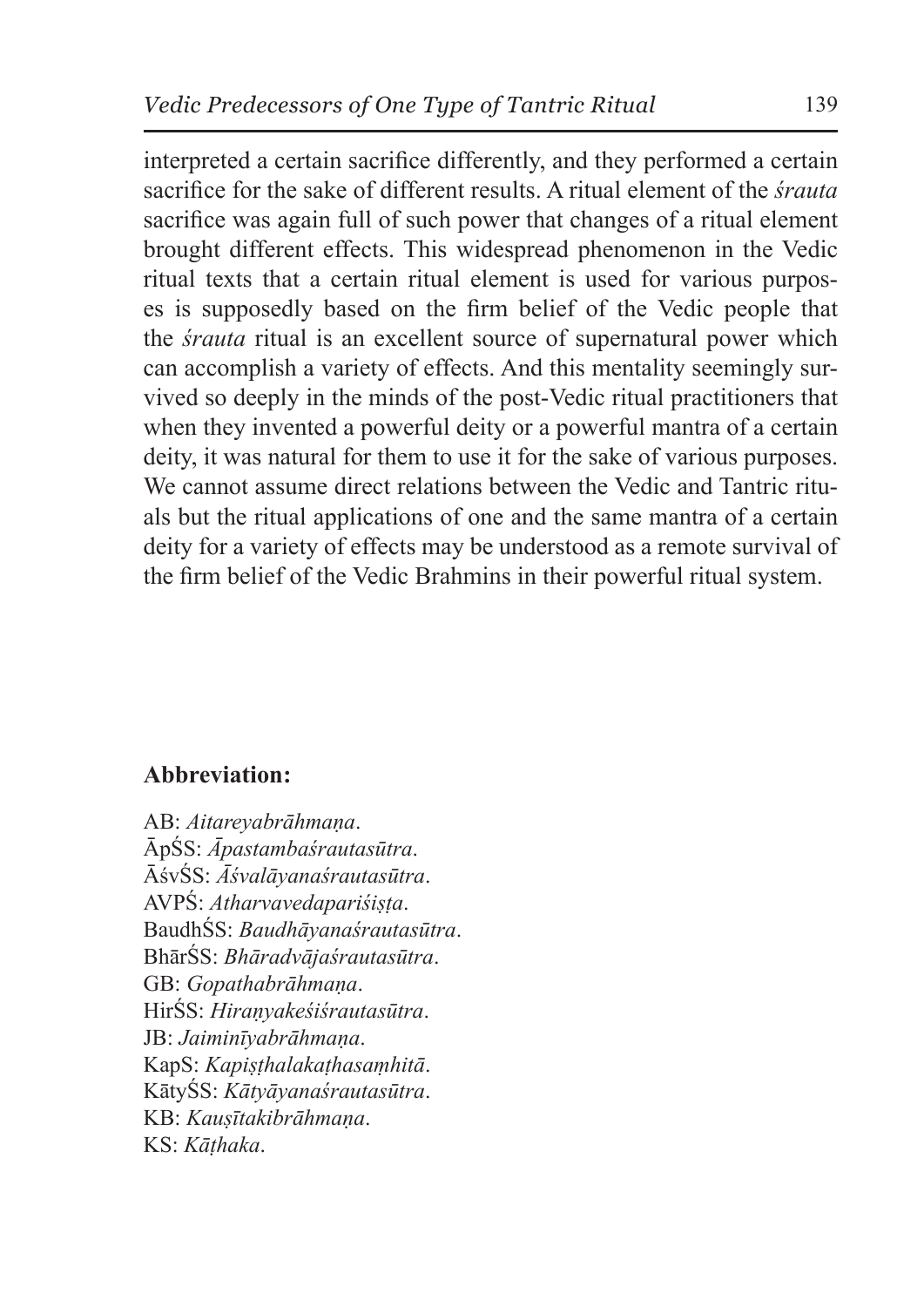interpreted a certain sacrifice differently, and they performed a certain sacrifice for the sake of different results. A ritual element of the *śrauta* sacrifice was again full of such power that changes of a ritual element brought different effects. This widespread phenomenon in the Vedic ritual texts that a certain ritual element is used for various purposes is supposedly based on the firm belief of the Vedic people that the *śrauta* ritual is an excellent source of supernatural power which can accomplish a variety of effects. And this mentality seemingly survived so deeply in the minds of the post-Vedic ritual practitioners that when they invented a powerful deity or a powerful mantra of a certain deity, it was natural for them to use it for the sake of various purposes. We cannot assume direct relations between the Vedic and Tantric rituals but the ritual applications of one and the same mantra of a certain deity for a variety of effects may be understood as a remote survival of the firm belief of the Vedic Brahmins in their powerful ritual system.

### Abbreviation:

AB: *Aitareyabrāhmaṇa*.
ĀpŚS: *Āpastambaśrautasūtra*.
ĀśvŚS: *Āśvalāyanaśrautasūtra*.
AVPŚ: *Atharvavedapariśiṣṭa*.
BaudhŚS: *Baudhāyanaśrautasūtra*.
BhārŚS: *Bhāradvājaśrautasūtra*.
GB: *Gopathabrāhmaṇa*.
HirŚS: *Hiraṇyakeśiśrautasūtra*.
JB: *Jaiminīyabrāhmaṇa*.
KapS: *Kapiṣṭhalakaṭhasaṃhitā*.
KātyŚS: *Kātyāyanaśrautasūtra*.
KB: *Kauṣītakibrāhmaṇa*.
KS: *Kāṭhaka*.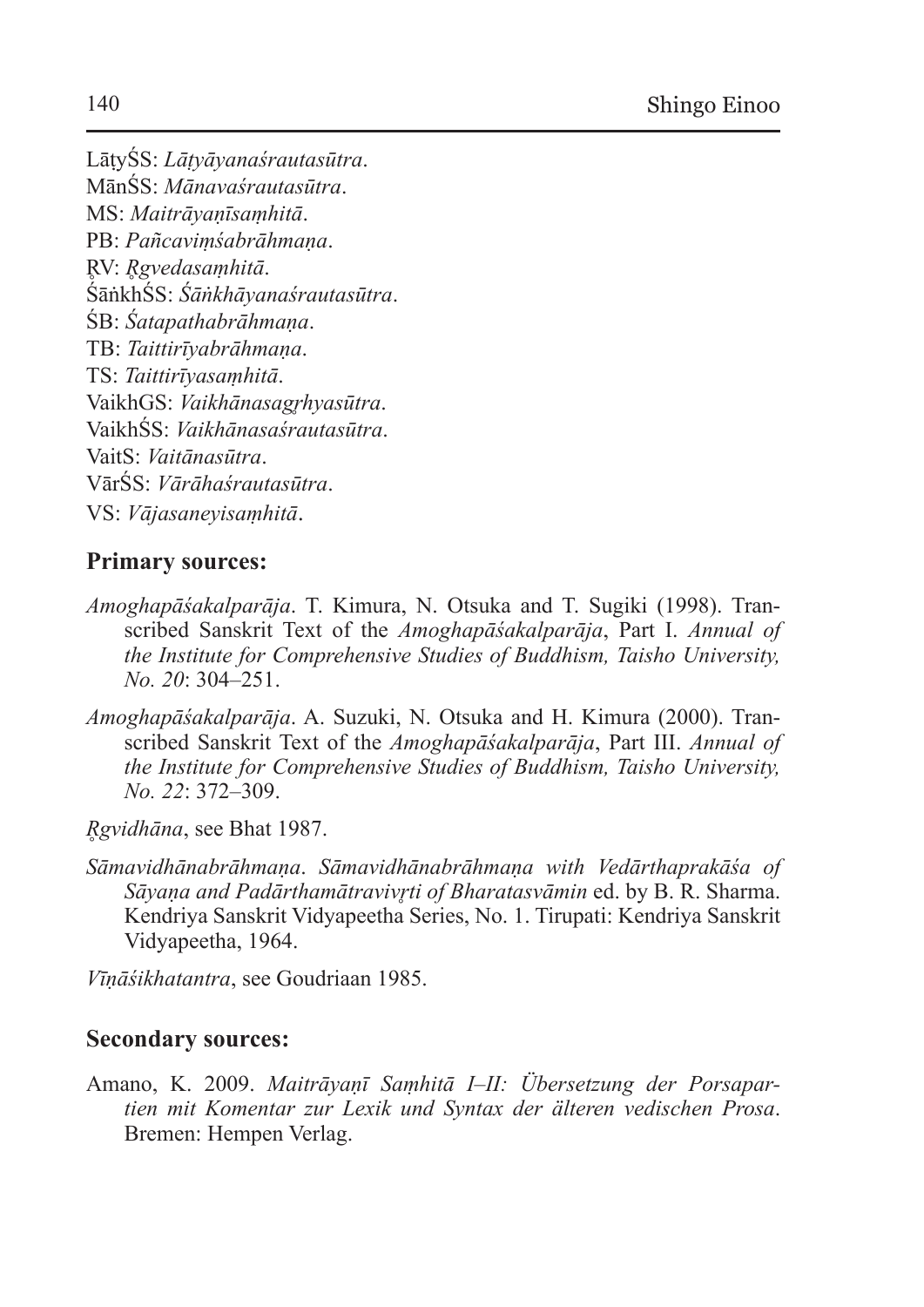LātyŚS: *Lāṭyāyanaśrautasūtra*.
MānŚS: *Mānavaśrautasūtra*.
MS: *Maitrāyaṇīsaṃhitā*.
PB: *Pañcaviṃśabrāhmaṇa*.
ṚV: *Ṛgvedasaṃhitā*.
ŚāṅkhŚS: *Śāṅkhāyanaśrautasūtra*.
ŚB: *Śatapathabrāhmaṇa*.
TB: *Taittirīyabrāhmaṇa*.
TS: *Taittirīyasaṃhitā*.
VaikhGS: *Vaikhānasagṛhyasūtra*.
VaikhŚS: *Vaikhānasaśrautasūtra*.
VaitS: *Vaitānasūtra*.
VārŚS: *Vārāhaśrautasūtra*.
VS: *Vājasaneyisaṃhitā*.

### Primary sources:

*Amoghapāśakalparāja*. T. Kimura, N. Otsuka and T. Sugiki (1998). Transcribed Sanskrit Text of the *Amoghapāśakalparāja*, Part I. *Annual of the Institute for Comprehensive Studies of Buddhism, Taisho University, No. 20*: 304–251.

*Amoghapāśakalparāja*. A. Suzuki, N. Otsuka and H. Kimura (2000). Transcribed Sanskrit Text of the *Amoghapāśakalparāja*, Part III. *Annual of the Institute for Comprehensive Studies of Buddhism, Taisho University, No. 22*: 372–309.

*Ṛgvidhāna*, see Bhat 1987.

*Sāmavidhānabrāhmaṇa*. *Sāmavidhānabrāhmaṇa with Vedārthaprakāśa of Sāyaṇa and Padārthamātravivṛti of Bharatasvāmin* ed. by B. R. Sharma. Kendriya Sanskrit Vidyapeetha Series, No. 1. Tirupati: Kendriya Sanskrit Vidyapeetha, 1964.

*Vīṇāśikhatantra*, see Goudriaan 1985.

### Secondary sources:

Amano, K. 2009. *Maitrāyaṇī Saṃhitā I–II: Übersetzung der Porsapartien mit Komentar zur Lexik und Syntax der älteren vedischen Prosa*. Bremen: Hempen Verlag.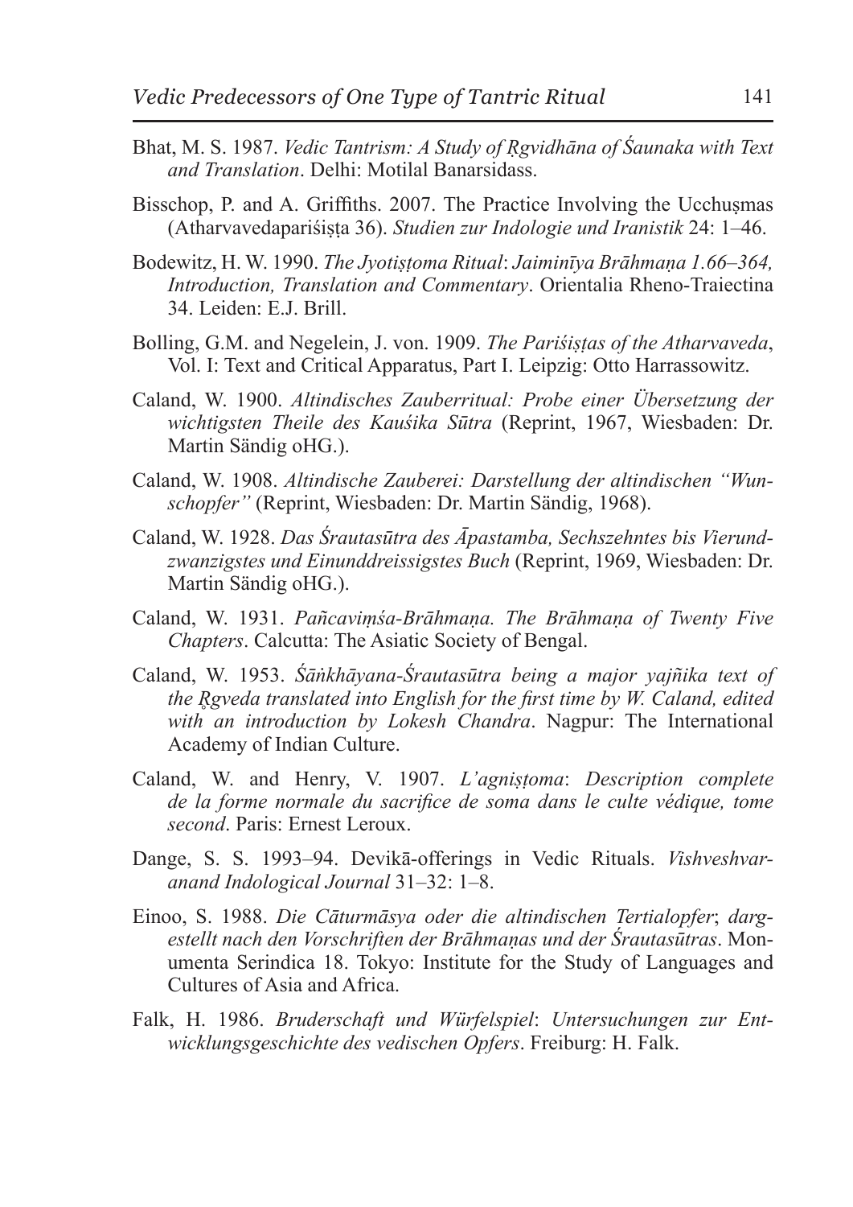Bhat, M. S. 1987. *Vedic Tantrism: A Study of Ṛgvidhāna of Śaunaka with Text and Translation*. Delhi: Motilal Banarsidass.

Bisschop, P. and A. Griffiths. 2007. The Practice Involving the Ucchuṣmas (Atharvavedapariśiṣṭa 36). *Studien zur Indologie und Iranistik* 24: 1–46.

Bodewitz, H. W. 1990. *The Jyotiṣṭoma Ritual*: *Jaiminīya Brāhmaṇa 1.66–364, Introduction, Translation and Commentary*. Orientalia Rheno-Traiectina 34. Leiden: E.J. Brill.

Bolling, G.M. and Negelein, J. von. 1909. *The Pariśiṣṭas of the Atharvaveda*, Vol. I: Text and Critical Apparatus, Part I. Leipzig: Otto Harrassowitz.

Caland, W. 1900. *Altindisches Zauberritual: Probe einer Übersetzung der wichtigsten Theile des Kauśika Sūtra* (Reprint, 1967, Wiesbaden: Dr. Martin Sändig oHG.).

Caland, W. 1908. *Altindische Zauberei: Darstellung der altindischen "Wunschopfer"* (Reprint, Wiesbaden: Dr. Martin Sändig, 1968).

Caland, W. 1928. *Das Śrautasūtra des Āpastamba, Sechszehntes bis Vierundzwanzigstes und Einunddreissigstes Buch* (Reprint, 1969, Wiesbaden: Dr. Martin Sändig oHG.).

Caland, W. 1931. *Pañcaviṃśa-Brāhmaṇa. The Brāhmaṇa of Twenty Five Chapters*. Calcutta: The Asiatic Society of Bengal.

Caland, W. 1953. *Śāṅkhāyana-Śrautasūtra being a major yajñika text of the Ṛgveda translated into English for the first time by W. Caland, edited with an introduction by Lokesh Chandra*. Nagpur: The International Academy of Indian Culture.

Caland, W. and Henry, V. 1907. *L'agniṣṭoma*: *Description complete de la forme normale du sacrifice de soma dans le culte védique, tome second*. Paris: Ernest Leroux.

Dange, S. S. 1993–94. Devikā-offerings in Vedic Rituals. *Vishveshvaranand Indological Journal* 31–32: 1–8.

Einoo, S. 1988. *Die Cāturmāsya oder die altindischen Tertialopfer*; *dargestellt nach den Vorschriften der Brāhmaṇas und der Śrautasūtras*. Monumenta Serindica 18. Tokyo: Institute for the Study of Languages and Cultures of Asia and Africa.

Falk, H. 1986. *Bruderschaft und Würfelspiel*: *Untersuchungen zur Entwicklungsgeschichte des vedischen Opfers*. Freiburg: H. Falk.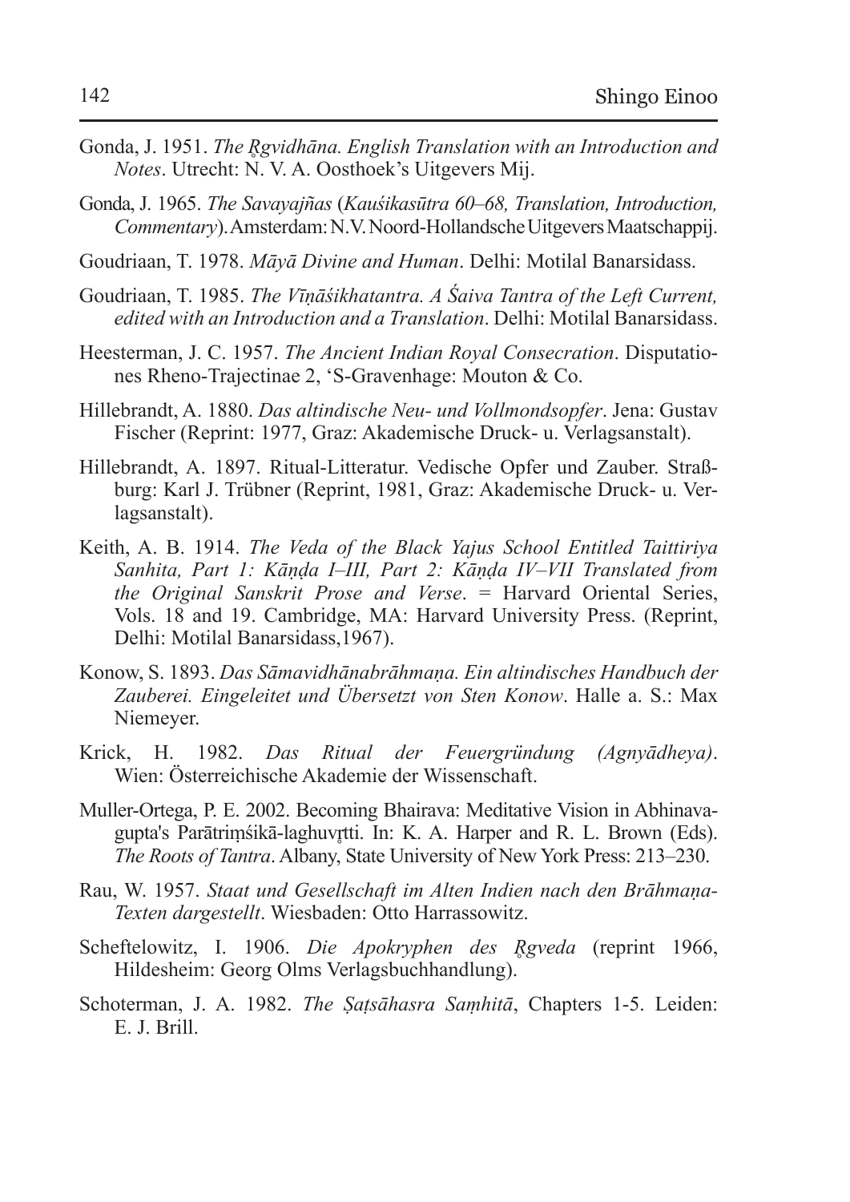Gonda, J. 1951. *The Ṛgvidhāna. English Translation with an Introduction and Notes*. Utrecht: N. V. A. Oosthoek's Uitgevers Mij.

Gonda, J. 1965. *The Savayajñas* (*Kauśikasūtra 60–68, Translation, Introduction, Commentary*). Amsterdam: N.V. Noord-Hollandsche Uitgevers Maatschappij.

Goudriaan, T. 1978. *Māyā Divine and Human*. Delhi: Motilal Banarsidass.

Goudriaan, T. 1985. *The Vīṇāśikhatantra. A Śaiva Tantra of the Left Current, edited with an Introduction and a Translation*. Delhi: Motilal Banarsidass.

Heesterman, J. C. 1957. *The Ancient Indian Royal Consecration*. Disputationes Rheno-Trajectinae 2, 'S-Gravenhage: Mouton & Co.

Hillebrandt, A. 1880. *Das altindische Neu- und Vollmondsopfer*. Jena: Gustav Fischer (Reprint: 1977, Graz: Akademische Druck- u. Verlagsanstalt).

Hillebrandt, A. 1897. Ritual-Litteratur. Vedische Opfer und Zauber. Straßburg: Karl J. Trübner (Reprint, 1981, Graz: Akademische Druck- u. Verlagsanstalt).

Keith, A. B. 1914. *The Veda of the Black Yajus School Entitled Taittiriya Sanhita, Part 1: Kāṇḍa I–III, Part 2: Kāṇḍa IV–VII Translated from the Original Sanskrit Prose and Verse*. = Harvard Oriental Series, Vols. 18 and 19. Cambridge, MA: Harvard University Press. (Reprint, Delhi: Motilal Banarsidass,1967).

Konow, S. 1893. *Das Sāmavidhānabrāhmaṇa. Ein altindisches Handbuch der Zauberei. Eingeleitet und Übersetzt von Sten Konow*. Halle a. S.: Max Niemeyer.

Krick, H. 1982. *Das Ritual der Feuergründung (Agnyādheya)*. Wien: Österreichische Akademie der Wissenschaft.

Muller-Ortega, P. E. 2002. Becoming Bhairava: Meditative Vision in Abhinavagupta's Parātriṃśikā-laghuvṛtti. In: K. A. Harper and R. L. Brown (Eds). *The Roots of Tantra*. Albany, State University of New York Press: 213–230.

Rau, W. 1957. *Staat und Gesellschaft im Alten Indien nach den Brāhmaṇa-Texten dargestellt*. Wiesbaden: Otto Harrassowitz.

Scheftelowitz, I. 1906. *Die Apokryphen des Ṛgveda* (reprint 1966, Hildesheim: Georg Olms Verlagsbuchhandlung).

Schoterman, J. A. 1982. *The Ṣaṭsāhasra Saṃhitā*, Chapters 1-5. Leiden: E. J. Brill.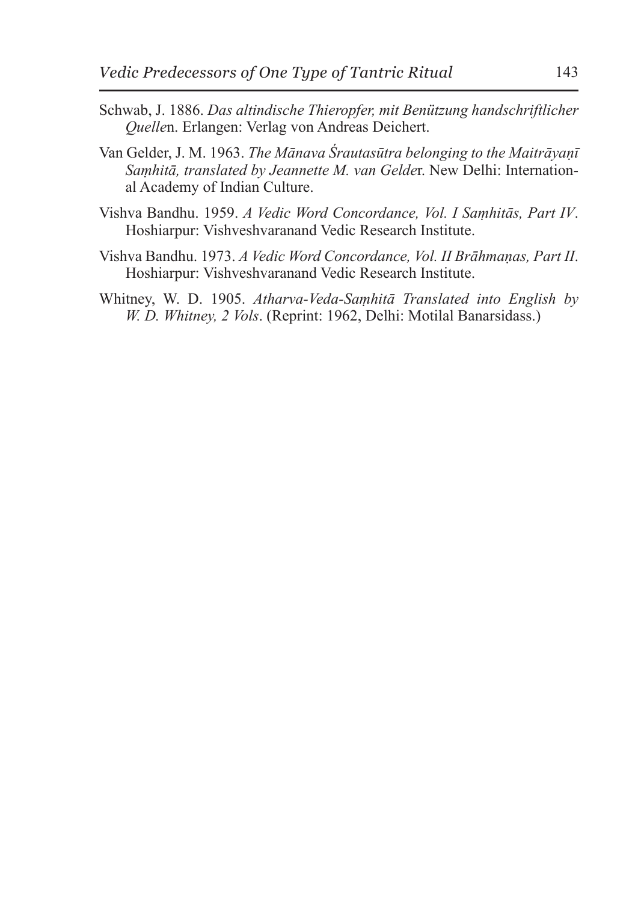Schwab, J. 1886. *Das altindische Thieropfer, mit Benützung handschriftlicher Quellen*. Erlangen: Verlag von Andreas Deichert.

Van Gelder, J. M. 1963. *The Mānava Śrautasūtra belonging to the Maitrāyaṇī Saṃhitā, translated by Jeannette M. van Gelder*. New Delhi: International Academy of Indian Culture.

Vishva Bandhu. 1959. *A Vedic Word Concordance, Vol. I Saṃhitās, Part IV*. Hoshiarpur: Vishveshvaranand Vedic Research Institute.

Vishva Bandhu. 1973. *A Vedic Word Concordance, Vol. II Brāhmaṇas, Part II*. Hoshiarpur: Vishveshvaranand Vedic Research Institute.

Whitney, W. D. 1905. *Atharva-Veda-Saṃhitā Translated into English by W. D. Whitney, 2 Vols*. (Reprint: 1962, Delhi: Motilal Banarsidass.)